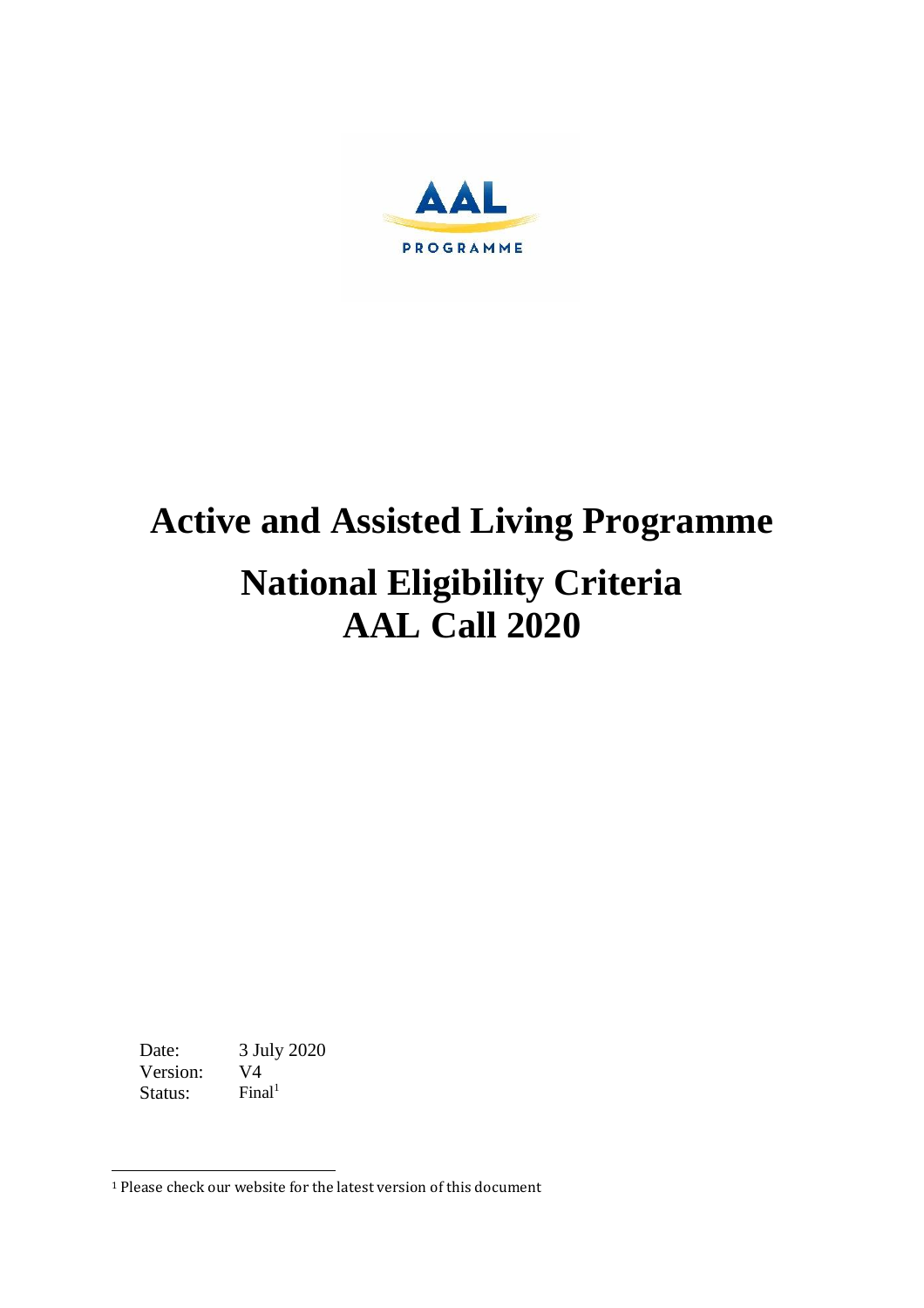AAL

PROGRAMME

# Active and Assisted Living Programme

# National Eligibility Criteria
# AAL Call 2020

Date: 3 July 2020
Version: V4
Status: Final[1]

[1] Please check our website for the latest version of this document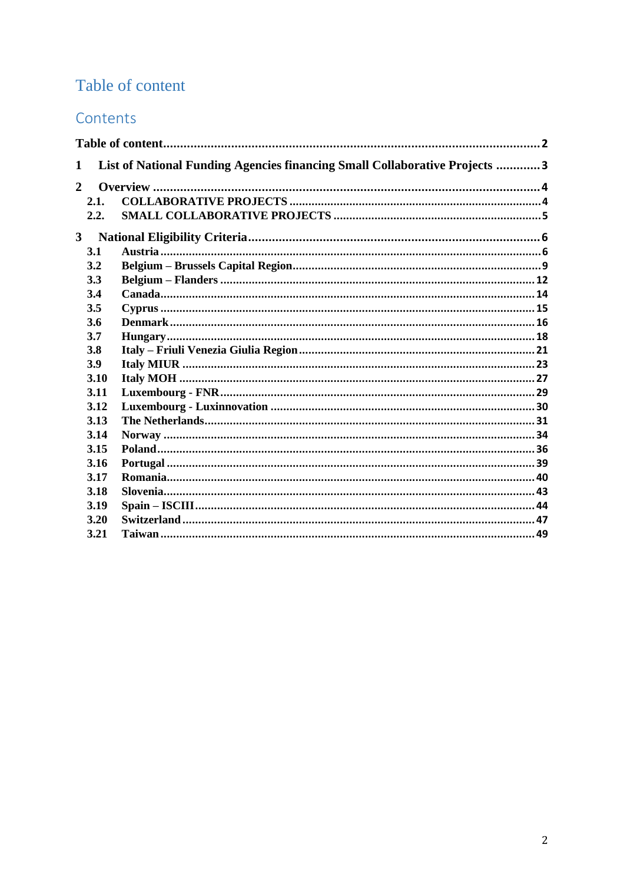# Table of content

## Contents

Table of content ........................................................................................................ 2

1 List of National Funding Agencies financing Small Collaborative Projects ............ 3

2 Overview ........................................................................................................ 4
- 2.1. COLLABORATIVE PROJECTS ............................................................................ 4
- 2.2. SMALL COLLABORATIVE PROJECTS ............................................................... 5

3 National Eligibility Criteria ..................................................................................... 6
- 3.1 Austria ........................................................................................................ 6
- 3.2 Belgium – Brussels Capital Region ............................................................... 9
- 3.3 Belgium – Flanders ..................................................................................... 12
- 3.4 Canada ........................................................................................................ 14
- 3.5 Cyprus ........................................................................................................ 15
- 3.6 Denmark ..................................................................................................... 16
- 3.7 Hungary ...................................................................................................... 18
- 3.8 Italy – Friuli Venezia Giulia Region .............................................................. 21
- 3.9 Italy MIUR ................................................................................................... 23
- 3.10 Italy MOH ................................................................................................... 27
- 3.11 Luxembourg - FNR ...................................................................................... 29
- 3.12 Luxembourg - Luxinnovation ....................................................................... 30
- 3.13 The Netherlands .......................................................................................... 31
- 3.14 Norway ....................................................................................................... 34
- 3.15 Poland ........................................................................................................ 36
- 3.16 Portugal ..................................................................................................... 39
- 3.17 Romania ..................................................................................................... 40
- 3.18 Slovenia ..................................................................................................... 43
- 3.19 Spain – ISCIII .............................................................................................. 44
- 3.20 Switzerland ................................................................................................. 47
- 3.21 Taiwan ........................................................................................................ 49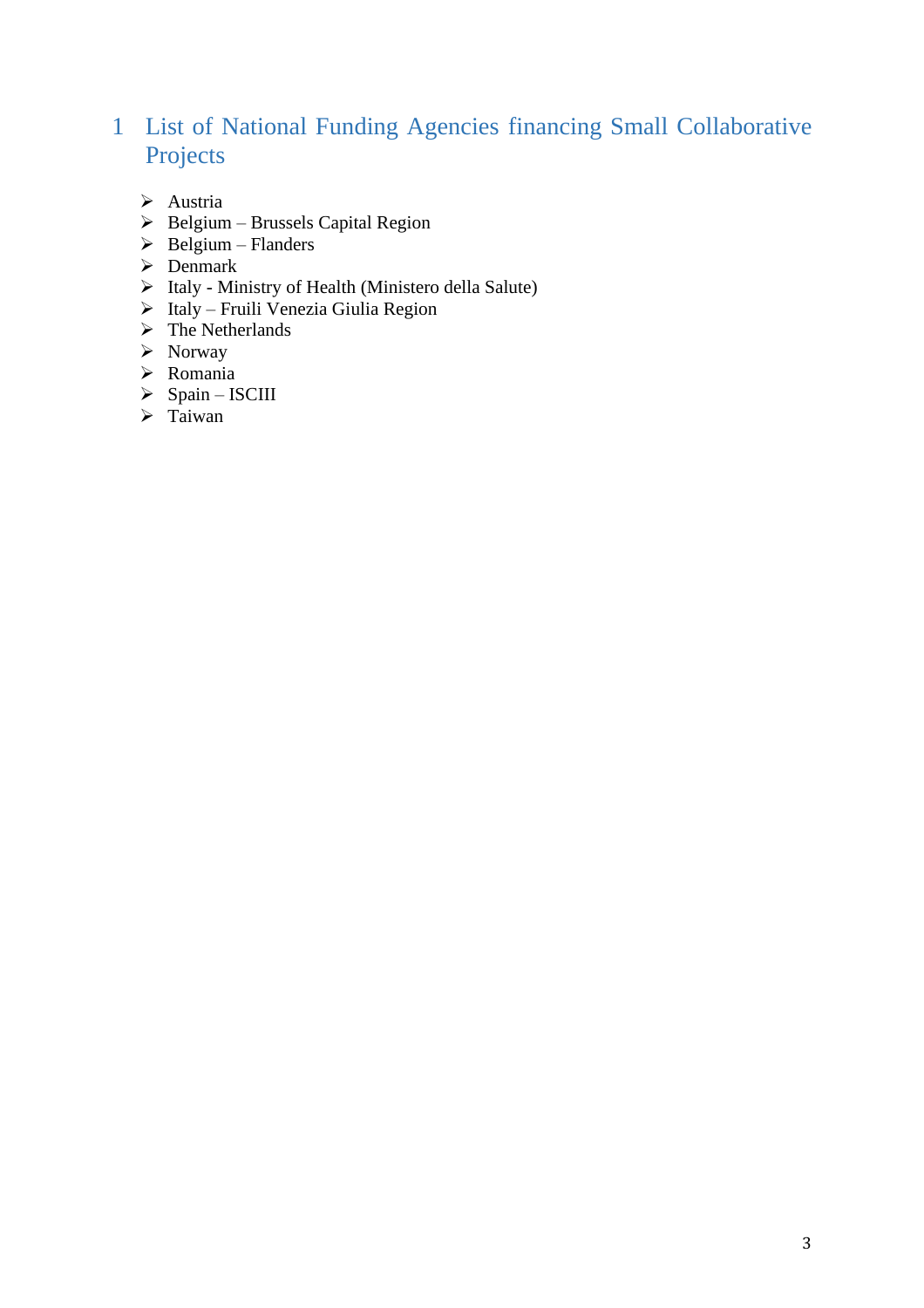# 1 List of National Funding Agencies financing Small Collaborative Projects

- Austria
- Belgium – Brussels Capital Region
- Belgium – Flanders
- Denmark
- Italy - Ministry of Health (Ministero della Salute)
- Italy – Fruili Venezia Giulia Region
- The Netherlands
- Norway
- Romania
- Spain – ISCIII
- Taiwan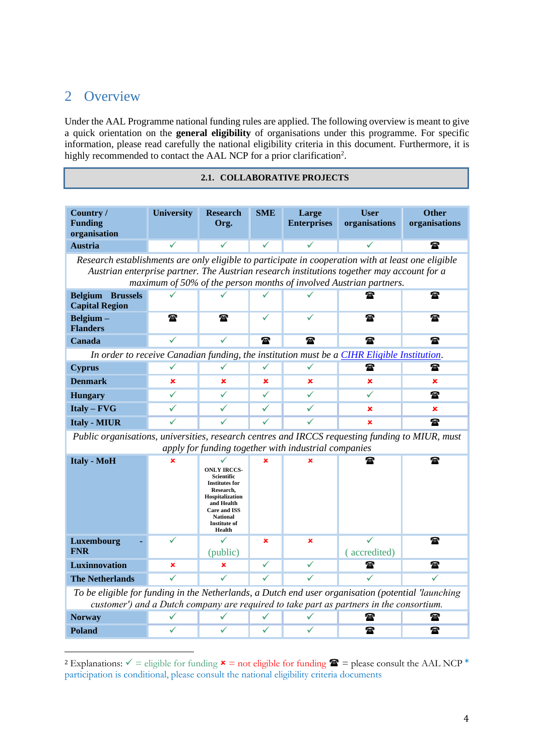# 2 Overview

Under the AAL Programme national funding rules are applied. The following overview is meant to give a quick orientation on the **general eligibility** of organisations under this programme. For specific information, please read carefully the national eligibility criteria in this document. Furthermore, it is highly recommended to contact the AAL NCP for a prior clarification[2].

**2.1. COLLABORATIVE PROJECTS**

| Country / Funding organisation | University | Research Org. | SME | Large Enterprises | User organisations | Other organisations |
|---|---|---|---|---|---|---|
| **Austria** | ✓ | ✓ | ✓ | ✓ | ✓ | ☎ |
| *Research establishments are only eligible to participate in cooperation with at least one eligible Austrian enterprise partner. The Austrian research institutions together may account for a maximum of 50% of the person months of involved Austrian partners.* | | | | | | |
| **Belgium Brussels Capital Region** | ✓ | ✓ | ✓ | ✓ | ☎ | ☎ |
| **Belgium – Flanders** | ☎ | ☎ | ✓ | ✓ | ☎ | ☎ |
| **Canada** | ✓ | ✓ | ☎ | ☎ | ☎ | ☎ |
| *In order to receive Canadian funding, the institution must be a [CIHR Eligible Institution](#).* | | | | | | |
| **Cyprus** | ✓ | ✓ | ✓ | ✓ | ☎ | ☎ |
| **Denmark** | ✗ | ✗ | ✗ | ✗ | ✗ | ✗ |
| **Hungary** | ✓ | ✓ | ✓ | ✓ | ✓ | ☎ |
| **Italy – FVG** | ✓ | ✓ | ✓ | ✓ | ✗ | ✗ |
| **Italy - MIUR** | ✓ | ✓ | ✓ | ✓ | ✗ | ☎ |
| *Public organisations, universities, research centres and IRCCS requesting funding to MIUR, must apply for funding together with industrial companies* | | | | | | |
| **Italy - MoH** | ✗ | ✓ ONLY IRCCS-Scientific Institutes for Research, Hospitalization and Health Care and ISS National Institute of Health | ✗ | ✗ | ☎ | ☎ |
| **Luxembourg - FNR** | ✓ | ✓ (public) | ✗ | ✗ | ✓ ( accredited) | ☎ |
| **Luxinnovation** | ✗ | ✗ | ✓ | ✓ | ☎ | ☎ |
| **The Netherlands** | ✓ | ✓ | ✓ | ✓ | ✓ | ✓ |
| *To be eligible for funding in the Netherlands, a Dutch end user organisation (potential 'launching customer') and a Dutch company are required to take part as partners in the consortium.* | | | | | | |
| **Norway** | ✓ | ✓ | ✓ | ✓ | ☎ | ☎ |
| **Poland** | ✓ | ✓ | ✓ | ✓ | ☎ | ☎ |

[2] Explanations: ✓ = eligible for funding ✗ = not eligible for funding ☎ = please consult the AAL NCP * participation is conditional, please consult the national eligibility criteria documents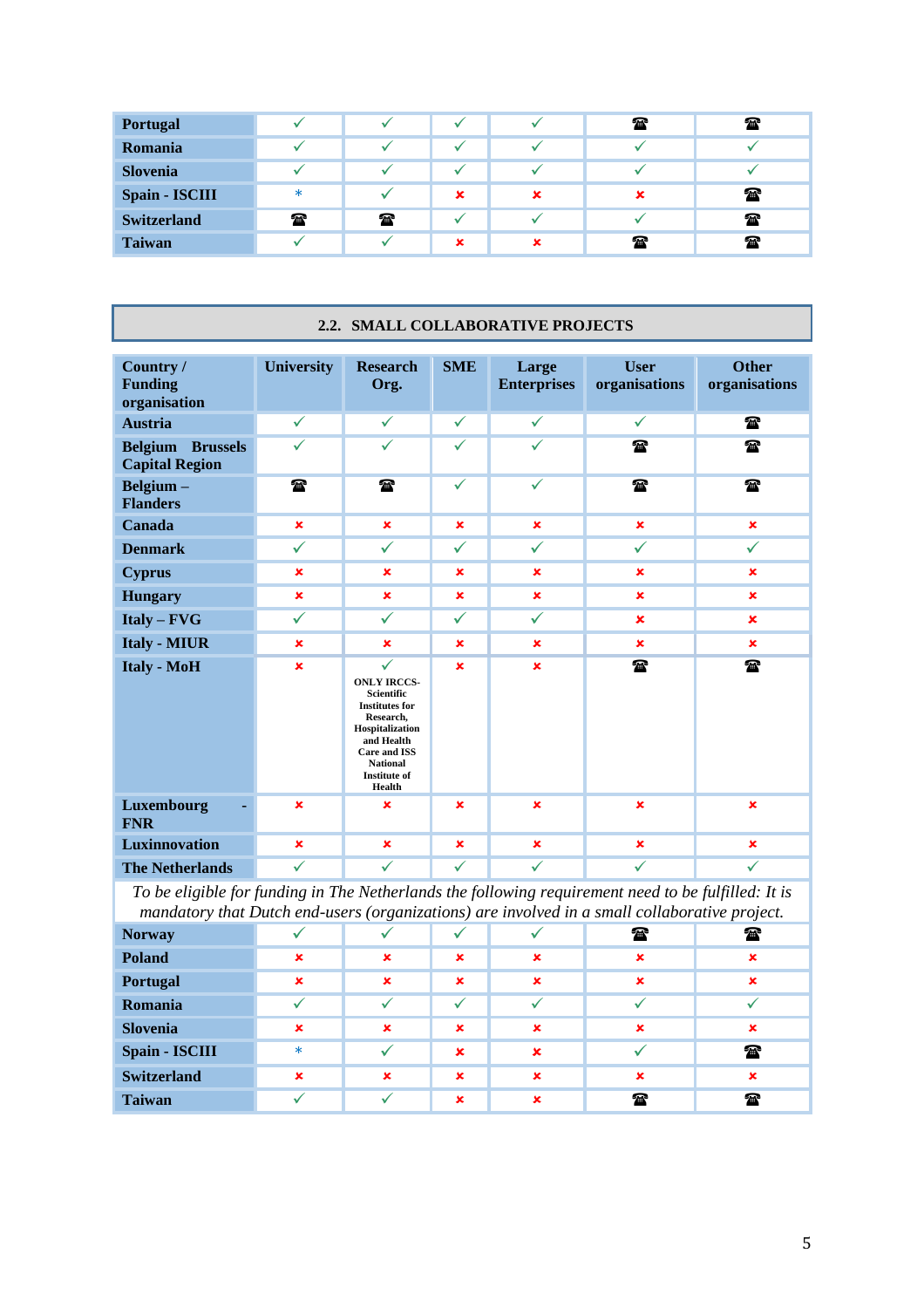| Portugal | ✓ | ✓ | ✓ | ✓ | ☎ | ☎ |
|---|---|---|---|---|---|---|
| Romania | ✓ | ✓ | ✓ | ✓ | ✓ | ✓ |
| Slovenia | ✓ | ✓ | ✓ | ✓ | ✓ | ✓ |
| Spain - ISCIII | * | ✓ | ✘ | ✘ | ✘ | ☎ |
| Switzerland | ☎ | ☎ | ✓ | ✓ | ✓ | ☎ |
| Taiwan | ✓ | ✓ | ✘ | ✘ | ☎ | ☎ |

## 2.2. SMALL COLLABORATIVE PROJECTS

| Country / Funding organisation | University | Research Org. | SME | Large Enterprises | User organisations | Other organisations |
|---|---|---|---|---|---|---|
| Austria | ✓ | ✓ | ✓ | ✓ | ✓ | ☎ |
| Belgium Brussels Capital Region | ✓ | ✓ | ✓ | ✓ | ☎ | ☎ |
| Belgium – Flanders | ☎ | ☎ | ✓ | ✓ | ☎ | ☎ |
| Canada | ✘ | ✘ | ✘ | ✘ | ✘ | ✘ |
| Denmark | ✓ | ✓ | ✓ | ✓ | ✓ | ✓ |
| Cyprus | ✘ | ✘ | ✘ | ✘ | ✘ | ✘ |
| Hungary | ✘ | ✘ | ✘ | ✘ | ✘ | ✘ |
| Italy – FVG | ✓ | ✓ | ✓ | ✓ | ✘ | ✘ |
| Italy - MIUR | ✘ | ✘ | ✘ | ✘ | ✘ | ✘ |
| Italy - MoH | ✘ | ✓ ONLY IRCCS- Scientific Institutes for Research, Hospitalization and Health Care and ISS National Institute of Health | ✘ | ✘ | ☎ | ☎ |
| Luxembourg - FNR | ✘ | ✘ | ✘ | ✘ | ✘ | ✘ |
| Luxinnovation | ✘ | ✘ | ✘ | ✘ | ✘ | ✘ |
| The Netherlands | ✓ | ✓ | ✓ | ✓ | ✓ | ✓ |
| *To be eligible for funding in The Netherlands the following requirement need to be fulfilled: It is mandatory that Dutch end-users (organizations) are involved in a small collaborative project.* | | | | | | |
| Norway | ✓ | ✓ | ✓ | ✓ | ☎ | ☎ |
| Poland | ✘ | ✘ | ✘ | ✘ | ✘ | ✘ |
| Portugal | ✘ | ✘ | ✘ | ✘ | ✘ | ✘ |
| Romania | ✓ | ✓ | ✓ | ✓ | ✓ | ✓ |
| Slovenia | ✘ | ✘ | ✘ | ✘ | ✘ | ✘ |
| Spain - ISCIII | * | ✓ | ✘ | ✘ | ✓ | ☎ |
| Switzerland | ✘ | ✘ | ✘ | ✘ | ✘ | ✘ |
| Taiwan | ✓ | ✓ | ✘ | ✘ | ☎ | ☎ |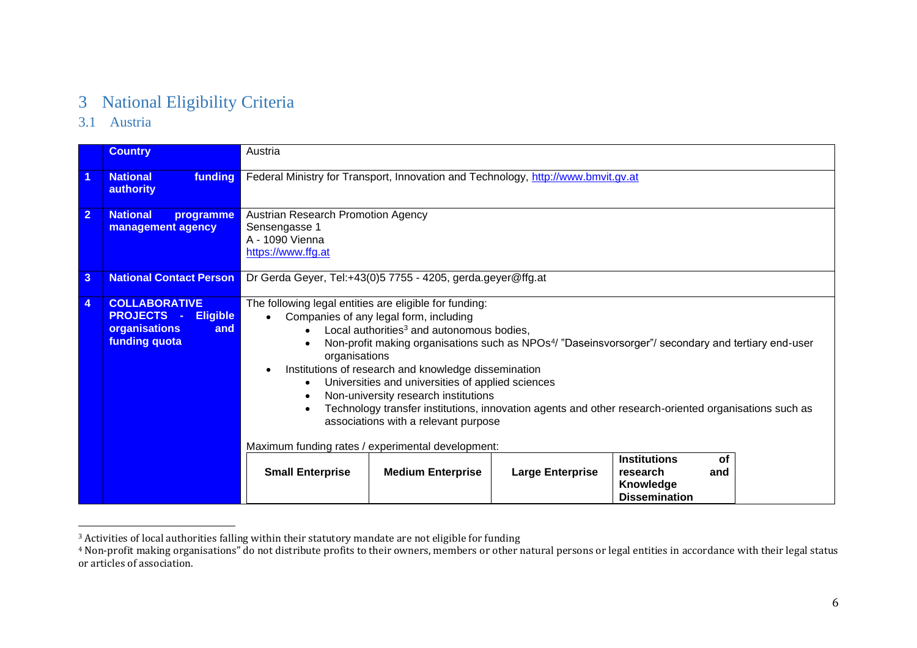# 3 National Eligibility Criteria

## 3.1 Austria

| | Country | Austria |
|---|---|---|
| 1 | **National funding authority** | Federal Ministry for Transport, Innovation and Technology, http://www.bmvit.gv.at |
| 2 | **National programme management agency** | Austrian Research Promotion Agency<br>Sensengasse 1<br>A - 1090 Vienna<br>https://www.ffg.at |
| 3 | **National Contact Person** | Dr Gerda Geyer, Tel:+43(0)5 7755 - 4205, gerda.geyer@ffg.at |
| 4 | **COLLABORATIVE PROJECTS - Eligible organisations and funding quota** | The following legal entities are eligible for funding:<br>• Companies of any legal form, including<br>  ◦ Local authorities[3] and autonomous bodies,<br>  ◦ Non-profit making organisations such as NPOs[4]/ "Daseinsvorsorger"/ secondary and tertiary end-user organisations<br>• Institutions of research and knowledge dissemination<br>  ◦ Universities and universities of applied sciences<br>  ◦ Non-university research institutions<br>  ◦ Technology transfer institutions, innovation agents and other research-oriented organisations such as associations with a relevant purpose<br><br>Maximum funding rates / experimental development: |

| Small Enterprise | Medium Enterprise | Large Enterprise | Institutions of research and Knowledge Dissemination |
|---|---|---|---|

[3] Activities of local authorities falling within their statutory mandate are not eligible for funding

[4] Non-profit making organisations" do not distribute profits to their owners, members or other natural persons or legal entities in accordance with their legal status or articles of association.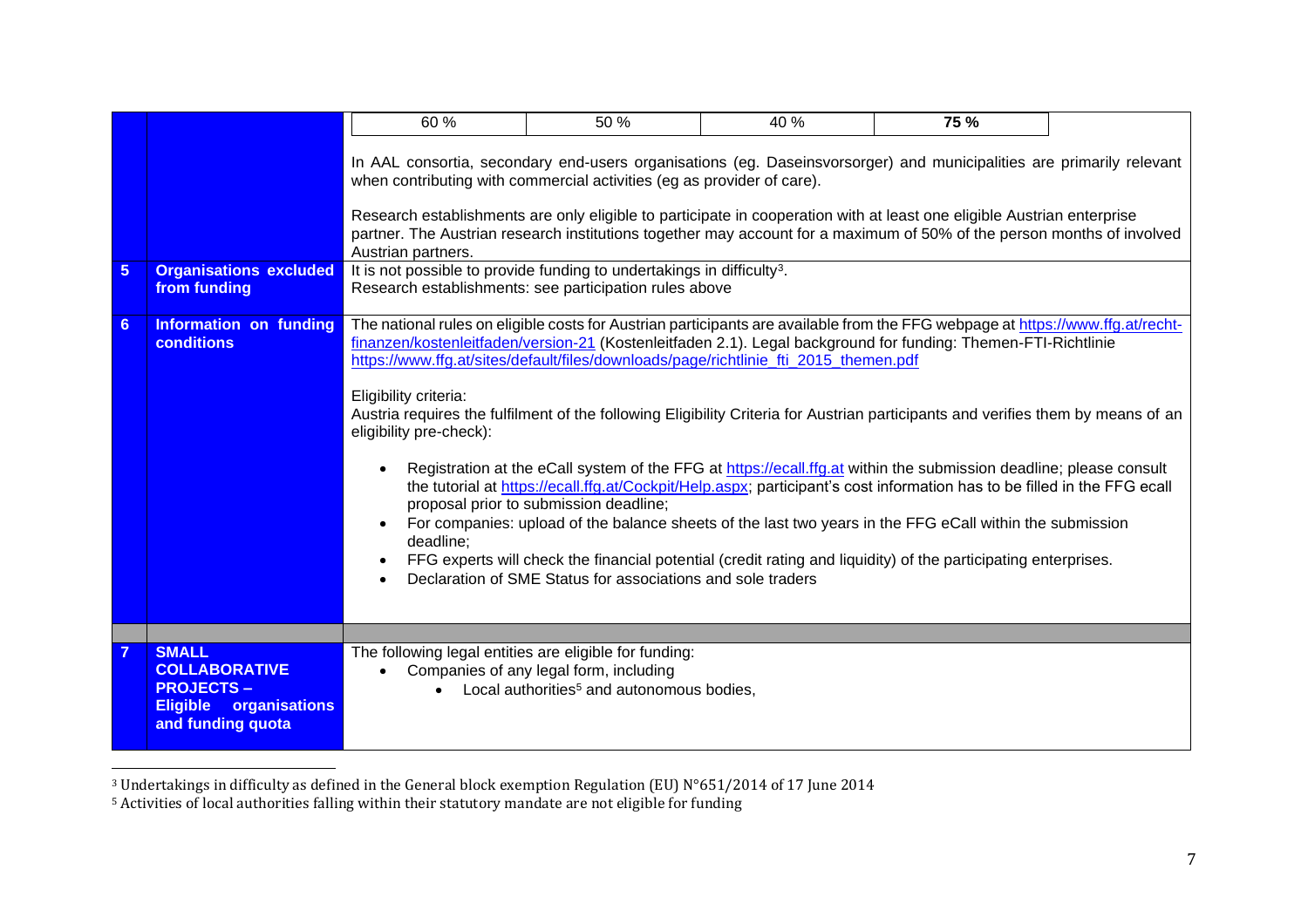| | | |
|---|---|---|
| | | 60 % \| 50 % \| 40 % \| **75 %**<br><br>In AAL consortia, secondary end-users organisations (eg. Daseinsvorsorger) and municipalities are primarily relevant when contributing with commercial activities (eg as provider of care).<br><br>Research establishments are only eligible to participate in cooperation with at least one eligible Austrian enterprise partner. The Austrian research institutions together may account for a maximum of 50% of the person months of involved Austrian partners. |
| **5** | **Organisations excluded from funding** | It is not possible to provide funding to undertakings in difficulty[3].<br>Research establishments: see participation rules above |
| **6** | **Information on funding conditions** | The national rules on eligible costs for Austrian participants are available from the FFG webpage at https://www.ffg.at/recht-finanzen/kostenleitfaden/version-21 (Kostenleitfaden 2.1). Legal background for funding: Themen-FTI-Richtlinie https://www.ffg.at/sites/default/files/downloads/page/richtlinie_fti_2015_themen.pdf<br><br>Eligibility criteria:<br>Austria requires the fulfilment of the following Eligibility Criteria for Austrian participants and verifies them by means of an eligibility pre-check):<br><br>• Registration at the eCall system of the FFG at https://ecall.ffg.at within the submission deadline; please consult the tutorial at https://ecall.ffg.at/Cockpit/Help.aspx; participant's cost information has to be filled in the FFG ecall proposal prior to submission deadline;<br>• For companies: upload of the balance sheets of the last two years in the FFG eCall within the submission deadline;<br>• FFG experts will check the financial potential (credit rating and liquidity) of the participating enterprises.<br>• Declaration of SME Status for associations and sole traders |
| | | |
| **7** | **SMALL COLLABORATIVE PROJECTS – Eligible organisations and funding quota** | The following legal entities are eligible for funding:<br>• Companies of any legal form, including<br>  • Local authorities[5] and autonomous bodies, |

[3] Undertakings in difficulty as defined in the General block exemption Regulation (EU) N°651/2014 of 17 June 2014

[5] Activities of local authorities falling within their statutory mandate are not eligible for funding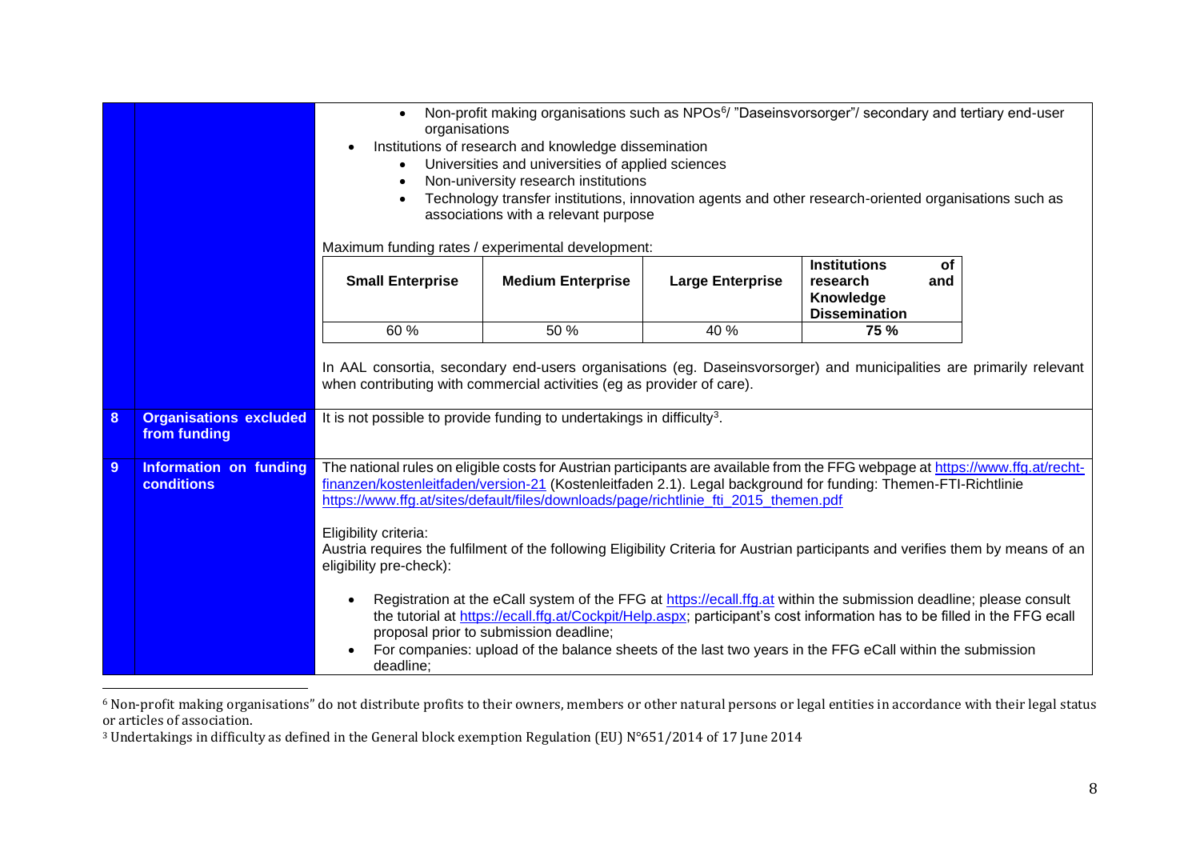| | | |
|---|---|---|
| | | • Non-profit making organisations such as NPOs[6]/ "Daseinsvorsorger"/ secondary and tertiary end-user organisations<br>• Institutions of research and knowledge dissemination<br>  • Universities and universities of applied sciences<br>  • Non-university research institutions<br>  • Technology transfer institutions, innovation agents and other research-oriented organisations such as associations with a relevant purpose<br><br>Maximum funding rates / experimental development:<br><br>**Small Enterprise**: 60 % — **Medium Enterprise**: 50 % — **Large Enterprise**: 40 % — **Institutions of research and Knowledge Dissemination**: **75 %**<br><br>In AAL consortia, secondary end-users organisations (eg. Daseinsvorsorger) and municipalities are primarily relevant when contributing with commercial activities (eg as provider of care). |
| **8** | **Organisations excluded from funding** | It is not possible to provide funding to undertakings in difficulty[3]. |
| **9** | **Information on funding conditions** | The national rules on eligible costs for Austrian participants are available from the FFG webpage at https://www.ffg.at/recht-finanzen/kostenleitfaden/version-21 (Kostenleitfaden 2.1). Legal background for funding: Themen-FTI-Richtlinie https://www.ffg.at/sites/default/files/downloads/page/richtlinie_fti_2015_themen.pdf<br><br>Eligibility criteria:<br>Austria requires the fulfilment of the following Eligibility Criteria for Austrian participants and verifies them by means of an eligibility pre-check):<br><br>• Registration at the eCall system of the FFG at https://ecall.ffg.at within the submission deadline; please consult the tutorial at https://ecall.ffg.at/Cockpit/Help.aspx; participant's cost information has to be filled in the FFG ecall proposal prior to submission deadline;<br>• For companies: upload of the balance sheets of the last two years in the FFG eCall within the submission deadline; |

Maximum funding rates / experimental development:

| Small Enterprise | Medium Enterprise | Large Enterprise | Institutions of research and Knowledge Dissemination |
|---|---|---|---|
| 60 % | 50 % | 40 % | **75 %** |

[6] Non-profit making organisations" do not distribute profits to their owners, members or other natural persons or legal entities in accordance with their legal status or articles of association.

[3] Undertakings in difficulty as defined in the General block exemption Regulation (EU) N°651/2014 of 17 June 2014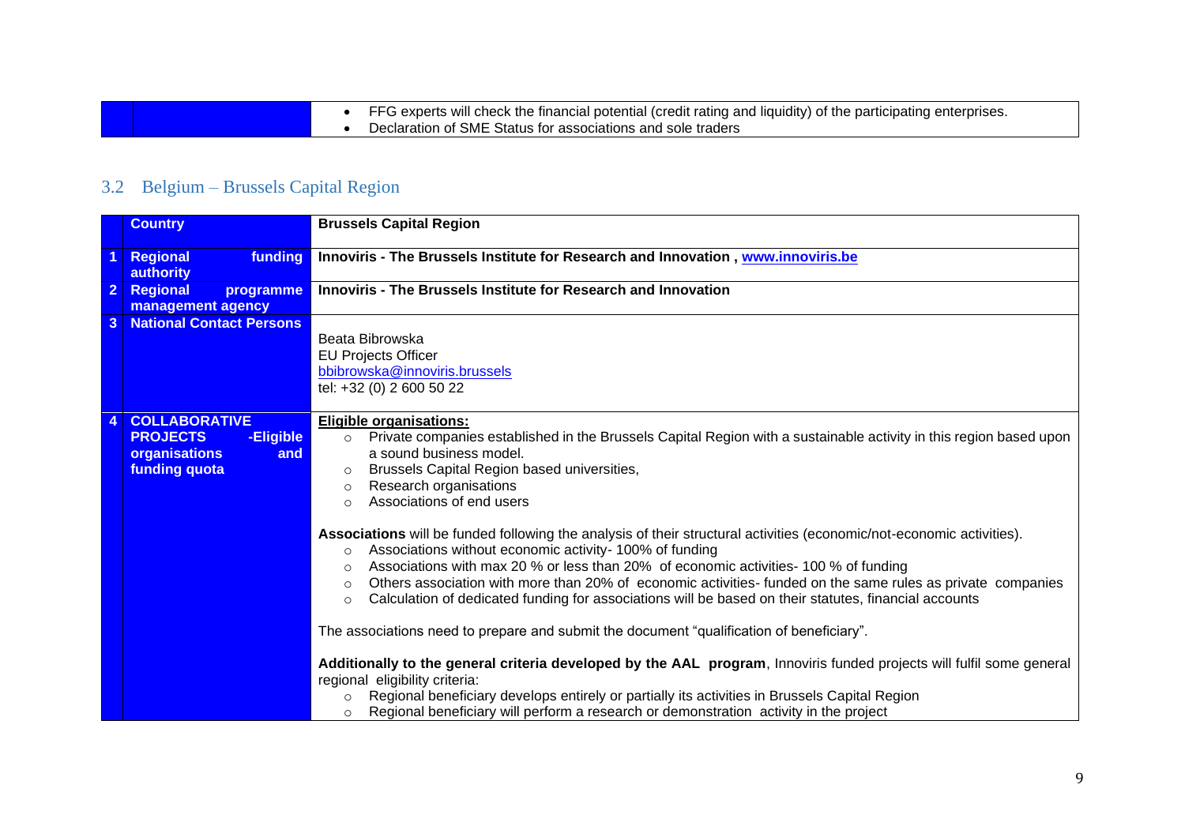| | | |
|---|---|---|
| | | • FFG experts will check the financial potential (credit rating and liquidity) of the participating enterprises.<br>• Declaration of SME Status for associations and sole traders |

## 3.2 Belgium – Brussels Capital Region

| | Country | Brussels Capital Region |
|---|---|---|
| 1 | Regional funding authority | **Innoviris - The Brussels Institute for Research and Innovation , www.innoviris.be** |
| 2 | Regional programme management agency | **Innoviris - The Brussels Institute for Research and Innovation** |
| 3 | National Contact Persons | Beata Bibrowska<br>EU Projects Officer<br>bbibrowska@innoviris.brussels<br>tel: +32 (0) 2 600 50 22 |
| 4 | COLLABORATIVE PROJECTS -Eligible organisations and funding quota | **Eligible organisations:**<br>○ Private companies established in the Brussels Capital Region with a sustainable activity in this region based upon a sound business model.<br>○ Brussels Capital Region based universities,<br>○ Research organisations<br>○ Associations of end users<br><br>**Associations** will be funded following the analysis of their structural activities (economic/not-economic activities).<br>○ Associations without economic activity- 100% of funding<br>○ Associations with max 20 % or less than 20% of economic activities- 100 % of funding<br>○ Others association with more than 20% of economic activities- funded on the same rules as private companies<br>○ Calculation of dedicated funding for associations will be based on their statutes, financial accounts<br><br>The associations need to prepare and submit the document "qualification of beneficiary".<br><br>**Additionally to the general criteria developed by the AAL program**, Innoviris funded projects will fulfil some general regional eligibility criteria:<br>○ Regional beneficiary develops entirely or partially its activities in Brussels Capital Region<br>○ Regional beneficiary will perform a research or demonstration activity in the project |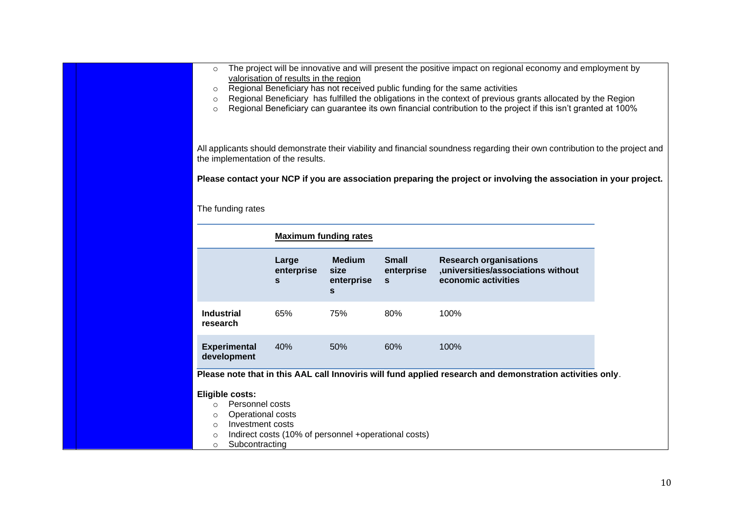- The project will be innovative and will present the positive impact on regional economy and employment by valorisation of results in the region
- Regional Beneficiary has not received public funding for the same activities
- Regional Beneficiary has fulfilled the obligations in the context of previous grants allocated by the Region
- Regional Beneficiary can guarantee its own financial contribution to the project if this isn't granted at 100%

All applicants should demonstrate their viability and financial soundness regarding their own contribution to the project and the implementation of the results.

**Please contact your NCP if you are association preparing the project or involving the association in your project.**

The funding rates

| | **Maximum funding rates** | | | |
|---|---|---|---|---|
| | **Large enterprises** | **Medium size enterprises** | **Small enterprises** | **Research organisations ,universities/associations without economic activities** |
| **Industrial research** | 65% | 75% | 80% | 100% |
| **Experimental development** | 40% | 50% | 60% | 100% |

**Please note that in this AAL call Innoviris will fund applied research and demonstration activities only**.

**Eligible costs:**

- Personnel costs
- Operational costs
- Investment costs
- Indirect costs (10% of personnel +operational costs)
- Subcontracting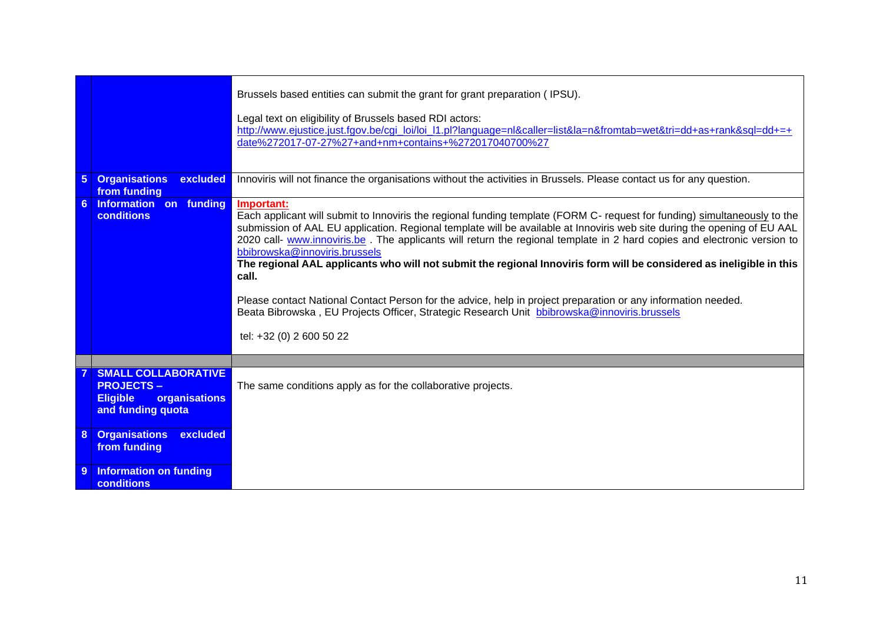|  |  |  |
|---|---|---|
|  |  | Brussels based entities can submit the grant for grant preparation ( IPSU).<br><br>Legal text on eligibility of Brussels based RDI actors:<br>http://www.ejustice.just.fgov.be/cgi_loi/loi_l1.pl?language=nl&caller=list&la=n&fromtab=wet&tri=dd+as+rank&sql=dd+=+date%272017-07-27%27+and+nm+contains+%272017040700%27 |
| **5** | **Organisations excluded from funding** | Innoviris will not finance the organisations without the activities in Brussels. Please contact us for any question. |
| **6** | **Information on funding conditions** | **Important:**<br>Each applicant will submit to Innoviris the regional funding template (FORM C- request for funding) simultaneously to the submission of AAL EU application. Regional template will be available at Innoviris web site during the opening of EU AAL 2020 call- www.innoviris.be . The applicants will return the regional template in 2 hard copies and electronic version to bbibrowska@innoviris.brussels<br>**The regional AAL applicants who will not submit the regional Innoviris form will be considered as ineligible in this call.**<br><br>Please contact National Contact Person for the advice, help in project preparation or any information needed.<br>Beata Bibrowska , EU Projects Officer, Strategic Research Unit bbibrowska@innoviris.brussels<br><br>tel: +32 (0) 2 600 50 22 |
|  |  |  |
| **7** | **SMALL COLLABORATIVE PROJECTS – Eligible organisations and funding quota** | The same conditions apply as for the collaborative projects. |
| **8** | **Organisations excluded from funding** |  |
| **9** | **Information on funding conditions** |  |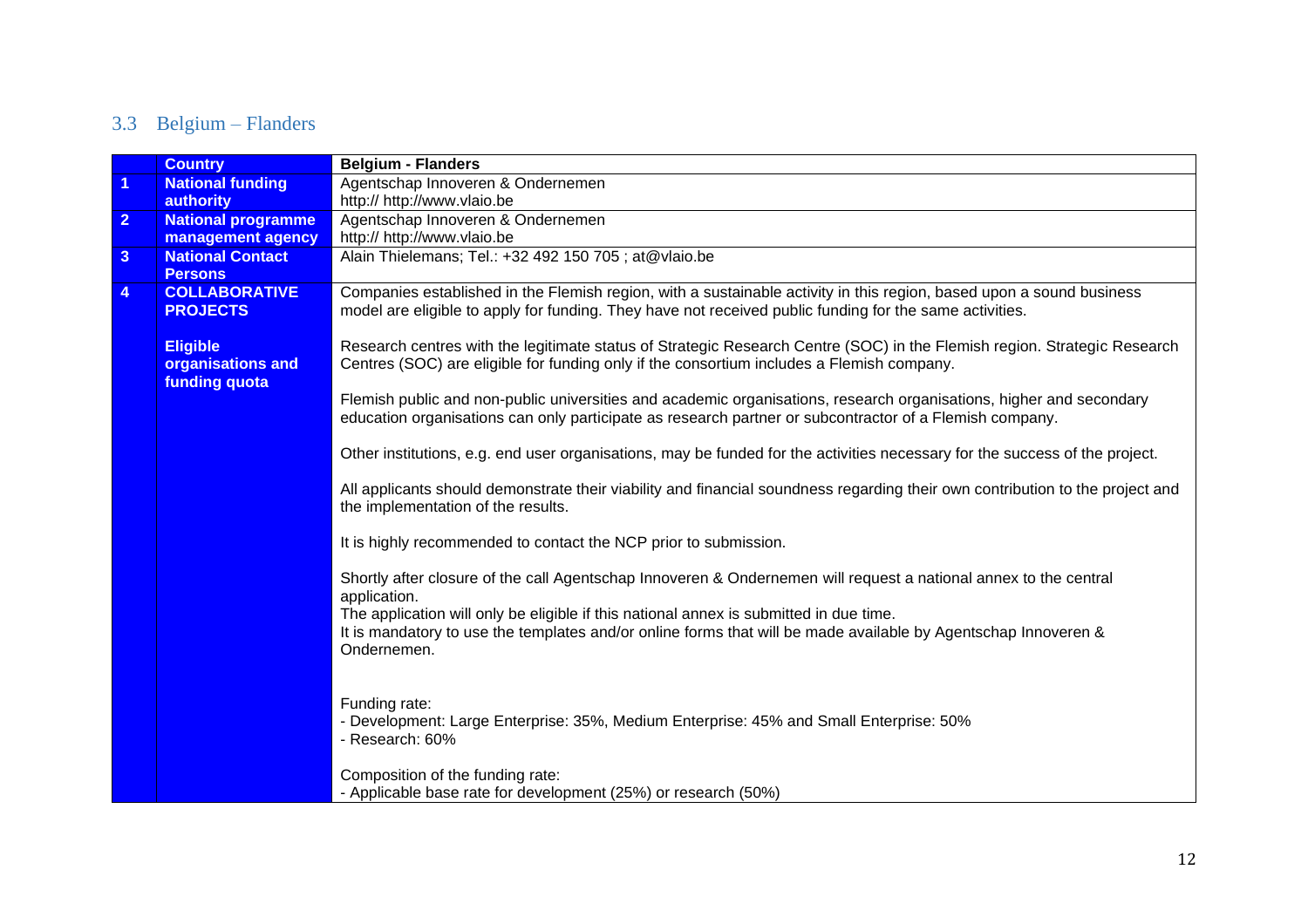## 3.3 Belgium – Flanders

| | Country | Belgium - Flanders |
|---|---|---|
| 1 | National funding authority | Agentschap Innoveren & Ondernemen<br>http:// http://www.vlaio.be |
| 2 | National programme management agency | Agentschap Innoveren & Ondernemen<br>http:// http://www.vlaio.be |
| 3 | National Contact Persons | Alain Thielemans; Tel.: +32 492 150 705 ; at@vlaio.be |
| 4 | COLLABORATIVE PROJECTS<br><br>Eligible organisations and funding quota | Companies established in the Flemish region, with a sustainable activity in this region, based upon a sound business model are eligible to apply for funding. They have not received public funding for the same activities.<br><br>Research centres with the legitimate status of Strategic Research Centre (SOC) in the Flemish region. Strategic Research Centres (SOC) are eligible for funding only if the consortium includes a Flemish company.<br><br>Flemish public and non-public universities and academic organisations, research organisations, higher and secondary education organisations can only participate as research partner or subcontractor of a Flemish company.<br><br>Other institutions, e.g. end user organisations, may be funded for the activities necessary for the success of the project.<br><br>All applicants should demonstrate their viability and financial soundness regarding their own contribution to the project and the implementation of the results.<br><br>It is highly recommended to contact the NCP prior to submission.<br><br>Shortly after closure of the call Agentschap Innoveren & Ondernemen will request a national annex to the central application.<br>The application will only be eligible if this national annex is submitted in due time.<br>It is mandatory to use the templates and/or online forms that will be made available by Agentschap Innoveren & Ondernemen.<br><br>Funding rate:<br>- Development: Large Enterprise: 35%, Medium Enterprise: 45% and Small Enterprise: 50%<br>- Research: 60%<br><br>Composition of the funding rate:<br>- Applicable base rate for development (25%) or research (50%) |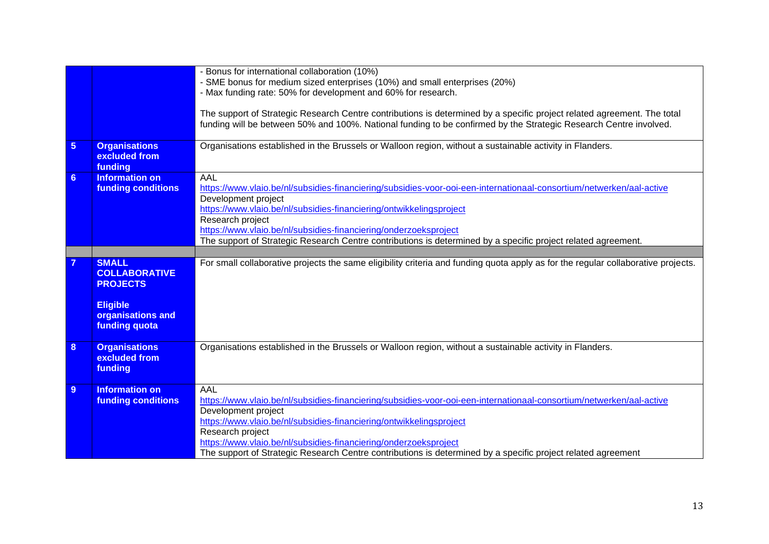| | | |
|---|---|---|
| | | - Bonus for international collaboration (10%)<br>- SME bonus for medium sized enterprises (10%) and small enterprises (20%)<br>- Max funding rate: 50% for development and 60% for research.<br><br>The support of Strategic Research Centre contributions is determined by a specific project related agreement. The total funding will be between 50% and 100%. National funding to be confirmed by the Strategic Research Centre involved. |
| **5** | **Organisations excluded from funding** | Organisations established in the Brussels or Walloon region, without a sustainable activity in Flanders. |
| **6** | **Information on funding conditions** | AAL<br>https://www.vlaio.be/nl/subsidies-financiering/subsidies-voor-ooi-een-internationaal-consortium/netwerken/aal-active<br>Development project<br>https://www.vlaio.be/nl/subsidies-financiering/ontwikkelingsproject<br>Research project<br>https://www.vlaio.be/nl/subsidies-financiering/onderzoeksproject<br>The support of Strategic Research Centre contributions is determined by a specific project related agreement. |
| | | |
| **7** | **SMALL COLLABORATIVE PROJECTS**<br><br>**Eligible organisations and funding quota** | For small collaborative projects the same eligibility criteria and funding quota apply as for the regular collaborative projects. |
| **8** | **Organisations excluded from funding** | Organisations established in the Brussels or Walloon region, without a sustainable activity in Flanders. |
| **9** | **Information on funding conditions** | AAL<br>https://www.vlaio.be/nl/subsidies-financiering/subsidies-voor-ooi-een-internationaal-consortium/netwerken/aal-active<br>Development project<br>https://www.vlaio.be/nl/subsidies-financiering/ontwikkelingsproject<br>Research project<br>https://www.vlaio.be/nl/subsidies-financiering/onderzoeksproject<br>The support of Strategic Research Centre contributions is determined by a specific project related agreement |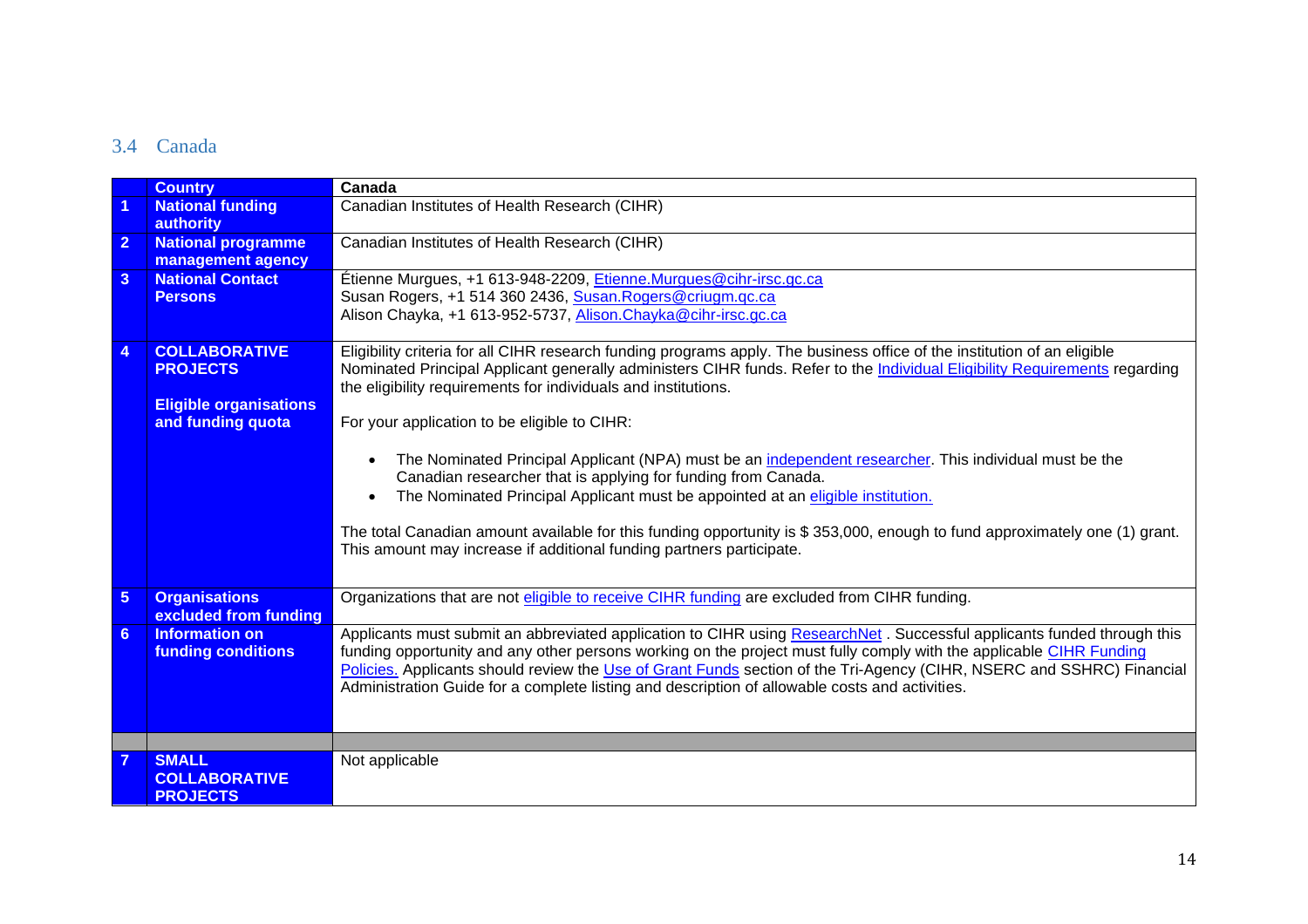## 3.4 Canada

| | Country | Canada |
|---|---|---|
| 1 | **National funding authority** | Canadian Institutes of Health Research (CIHR) |
| 2 | **National programme management agency** | Canadian Institutes of Health Research (CIHR) |
| 3 | **National Contact Persons** | Étienne Murgues, +1 613-948-2209, Etienne.Murgues@cihr-irsc.gc.ca<br>Susan Rogers, +1 514 360 2436, Susan.Rogers@criugm.qc.ca<br>Alison Chayka, +1 613-952-5737, Alison.Chayka@cihr-irsc.gc.ca |
| 4 | **COLLABORATIVE PROJECTS**<br><br>**Eligible organisations and funding quota** | Eligibility criteria for all CIHR research funding programs apply. The business office of the institution of an eligible Nominated Principal Applicant generally administers CIHR funds. Refer to the Individual Eligibility Requirements regarding the eligibility requirements for individuals and institutions.<br><br>For your application to be eligible to CIHR:<br><br>• The Nominated Principal Applicant (NPA) must be an independent researcher. This individual must be the Canadian researcher that is applying for funding from Canada.<br>• The Nominated Principal Applicant must be appointed at an eligible institution.<br><br>The total Canadian amount available for this funding opportunity is $ 353,000, enough to fund approximately one (1) grant. This amount may increase if additional funding partners participate. |
| 5 | **Organisations excluded from funding** | Organizations that are not eligible to receive CIHR funding are excluded from CIHR funding. |
| 6 | **Information on funding conditions** | Applicants must submit an abbreviated application to CIHR using ResearchNet . Successful applicants funded through this funding opportunity and any other persons working on the project must fully comply with the applicable CIHR Funding Policies. Applicants should review the Use of Grant Funds section of the Tri-Agency (CIHR, NSERC and SSHRC) Financial Administration Guide for a complete listing and description of allowable costs and activities. |
| | | |
| 7 | **SMALL COLLABORATIVE PROJECTS** | Not applicable |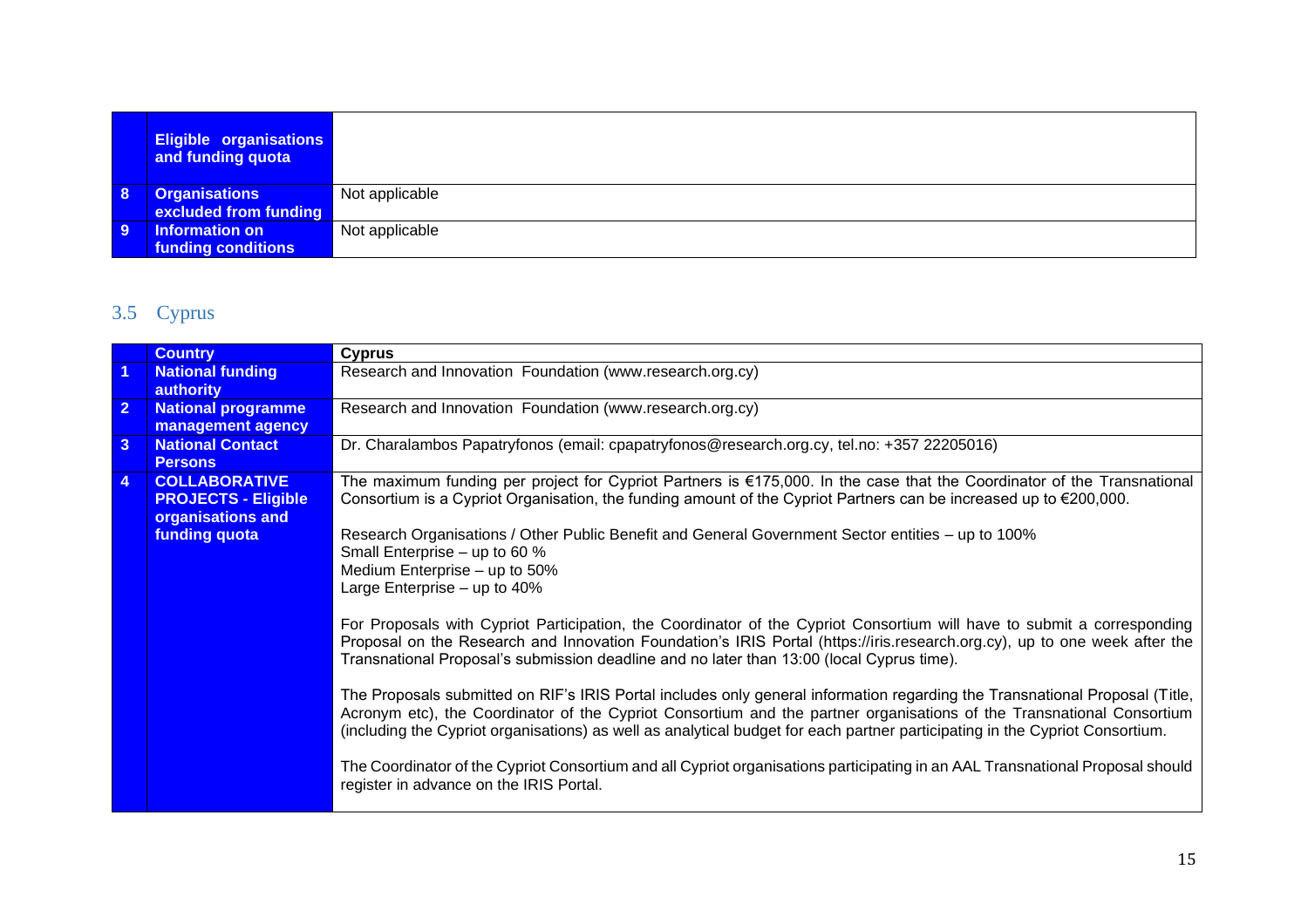| | | |
|---|---|---|
| | **Eligible organisations and funding quota** | |
| **8** | **Organisations excluded from funding** | Not applicable |
| **9** | **Information on funding conditions** | Not applicable |

## 3.5 Cyprus

| | **Country** | **Cyprus** |
|---|---|---|
| **1** | **National funding authority** | Research and Innovation Foundation (www.research.org.cy) |
| **2** | **National programme management agency** | Research and Innovation Foundation (www.research.org.cy) |
| **3** | **National Contact Persons** | Dr. Charalambos Papatryfonos (email: cpapatryfonos@research.org.cy, tel.no: +357 22205016) |
| **4** | **COLLABORATIVE PROJECTS - Eligible organisations and funding quota** | The maximum funding per project for Cypriot Partners is €175,000. In the case that the Coordinator of the Transnational Consortium is a Cypriot Organisation, the funding amount of the Cypriot Partners can be increased up to €200,000.<br><br>Research Organisations / Other Public Benefit and General Government Sector entities – up to 100%<br>Small Enterprise – up to 60 %<br>Medium Enterprise – up to 50%<br>Large Enterprise – up to 40%<br><br>For Proposals with Cypriot Participation, the Coordinator of the Cypriot Consortium will have to submit a corresponding Proposal on the Research and Innovation Foundation's IRIS Portal (https://iris.research.org.cy), up to one week after the Transnational Proposal's submission deadline and no later than 13:00 (local Cyprus time).<br><br>The Proposals submitted on RIF's IRIS Portal includes only general information regarding the Transnational Proposal (Title, Acronym etc), the Coordinator of the Cypriot Consortium and the partner organisations of the Transnational Consortium (including the Cypriot organisations) as well as analytical budget for each partner participating in the Cypriot Consortium.<br><br>The Coordinator of the Cypriot Consortium and all Cypriot organisations participating in an AAL Transnational Proposal should register in advance on the IRIS Portal. |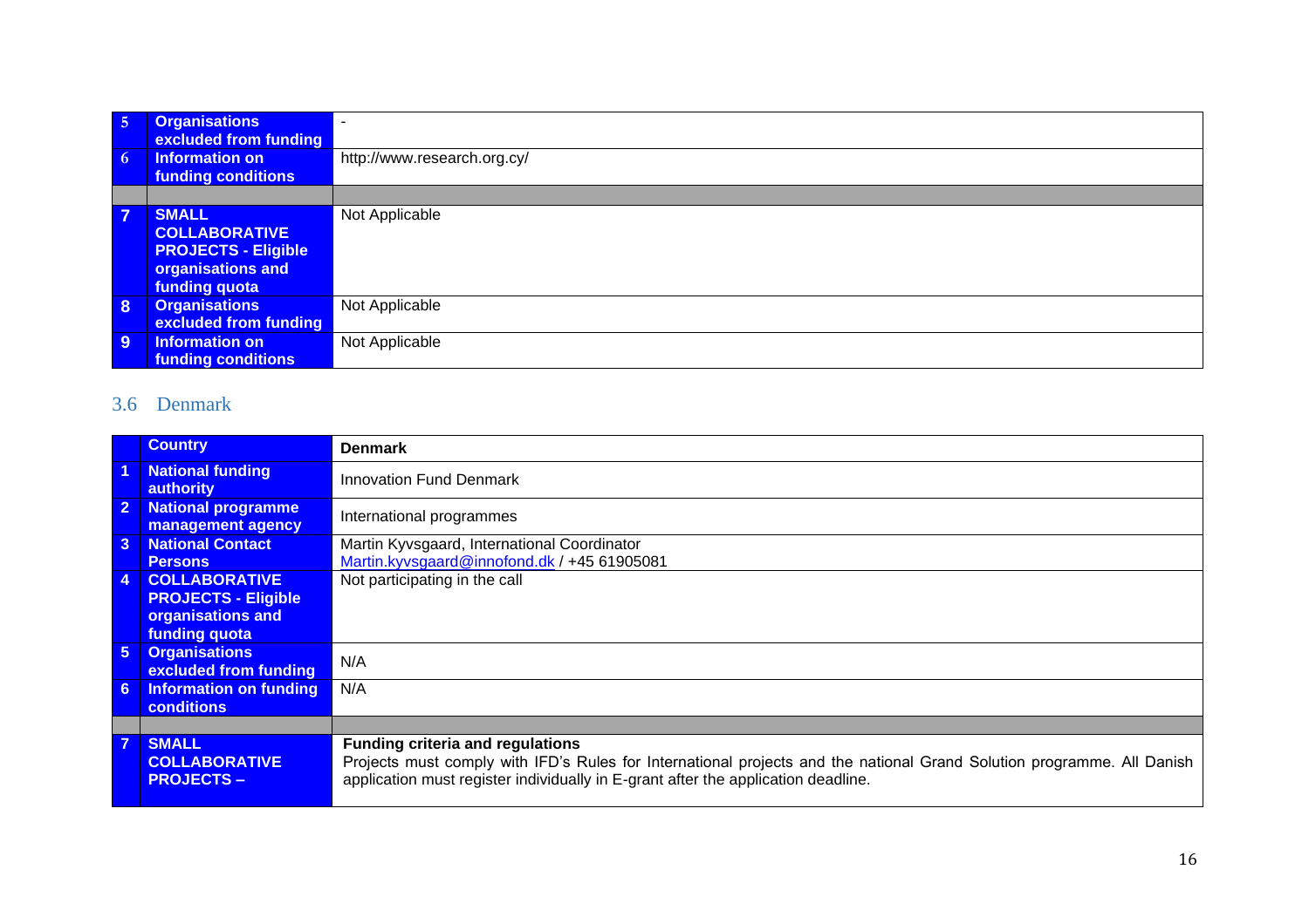| | | |
|---|---|---|
| 5 | Organisations excluded from funding | - |
| 6 | Information on funding conditions | http://www.research.org.cy/ |
| | | |
| 7 | SMALL COLLABORATIVE PROJECTS - Eligible organisations and funding quota | Not Applicable |
| 8 | Organisations excluded from funding | Not Applicable |
| 9 | Information on funding conditions | Not Applicable |

## 3.6 Denmark

| | Country | Denmark |
|---|---|---|
| 1 | National funding authority | Innovation Fund Denmark |
| 2 | National programme management agency | International programmes |
| 3 | National Contact Persons | Martin Kyvsgaard, International Coordinator<br>Martin.kyvsgaard@innofond.dk / +45 61905081 |
| 4 | COLLABORATIVE PROJECTS - Eligible organisations and funding quota | Not participating in the call |
| 5 | Organisations excluded from funding | N/A |
| 6 | Information on funding conditions | N/A |
| | | |
| 7 | SMALL COLLABORATIVE PROJECTS – | **Funding criteria and regulations**<br>Projects must comply with IFD's Rules for International projects and the national Grand Solution programme. All Danish application must register individually in E-grant after the application deadline. |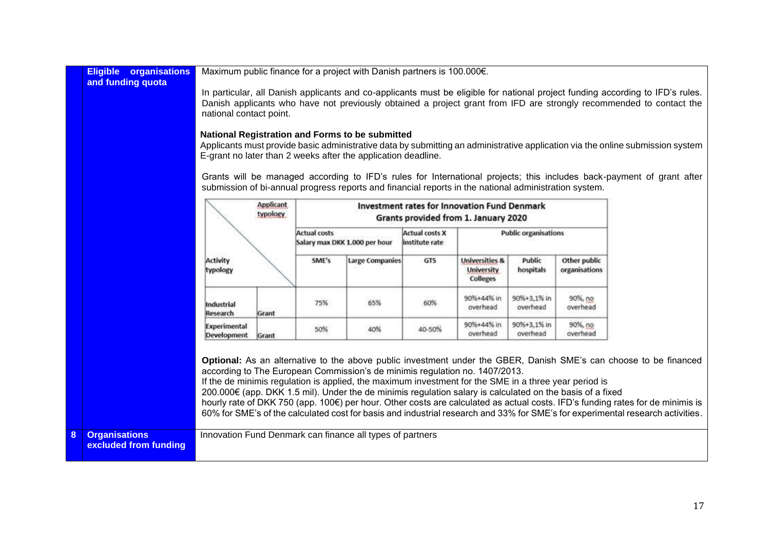| | Eligible organisations and funding quota | Maximum public finance for a project with Danish partners is 100.000€.<br><br>In particular, all Danish applicants and co-applicants must be eligible for national project funding according to IFD's rules. Danish applicants who have not previously obtained a project grant from IFD are strongly recommended to contact the national contact point.<br><br>**National Registration and Forms to be submitted**<br>Applicants must provide basic administrative data by submitting an administrative application via the online submission system E-grant no later than 2 weeks after the application deadline.<br><br>Grants will be managed according to IFD's rules for International projects; this includes back-payment of grant after submission of bi-annual progress reports and financial reports in the national administration system. |
|---|---|---|

| Activity typology \ Applicant typology | | Investment rates for Innovation Fund Denmark Grants provided from 1. January 2020 | | | | | |
|---|---|---|---|---|---|---|---|
| | | Actual costs Salary max DKK 1.000 per hour | | Actual costs X institute rate | Public organisations | | |
| | | SME's | Large Companies | GTS | Universities & University Colleges | Public hospitals | Other public organisations |
| Industrial Research | Grant | 75% | 65% | 60% | 90%+44% in overhead | 90%+3,1% in overhead | 90%, no overhead |
| Experimental Development | Grant | 50% | 40% | 40-50% | 90%+44% in overhead | 90%+3,1% in overhead | 90%, no overhead |

**Optional:** As an alternative to the above public investment under the GBER, Danish SME's can choose to be financed according to The European Commission's de minimis regulation no. 1407/2013.
If the de minimis regulation is applied, the maximum investment for the SME in a three year period is 200.000€ (app. DKK 1.5 mil). Under the de minimis regulation salary is calculated on the basis of a fixed hourly rate of DKK 750 (app. 100€) per hour. Other costs are calculated as actual costs. IFD's funding rates for de minimis is 60% for SME's of the calculated cost for basis and industrial research and 33% for SME's for experimental research activities.

| 8 | Organisations excluded from funding | Innovation Fund Denmark can finance all types of partners |
|---|---|---|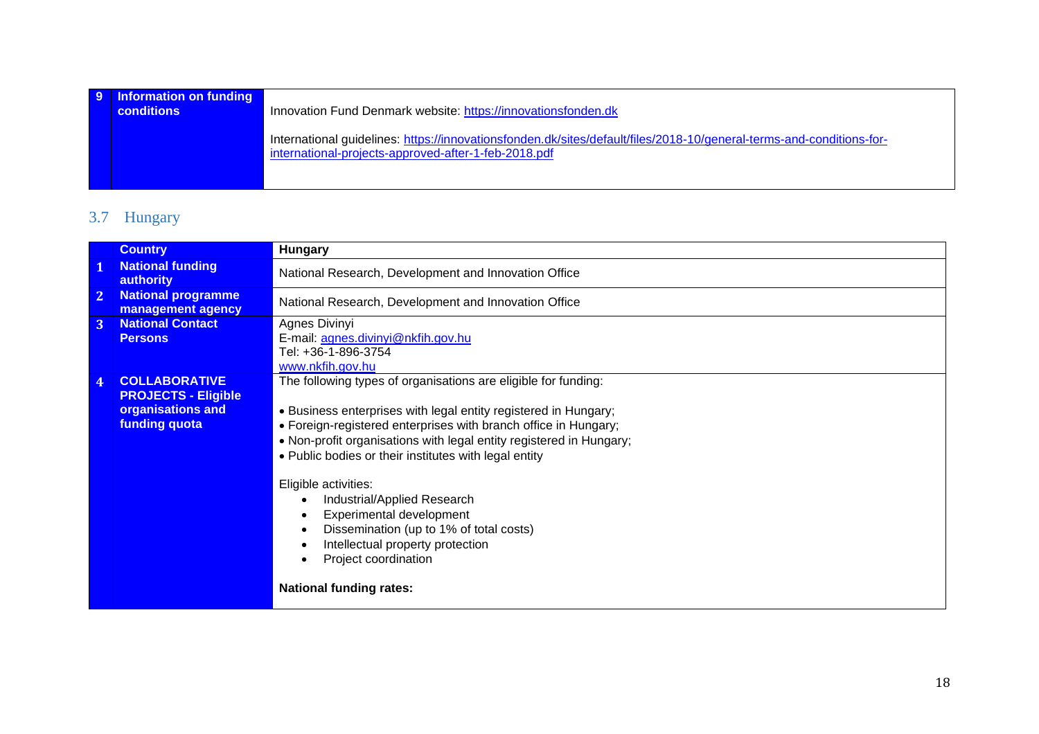| 9 | Information on funding conditions | Innovation Fund Denmark website: https://innovationsfonden.dk<br><br>International guidelines: https://innovationsfonden.dk/sites/default/files/2018-10/general-terms-and-conditions-for-international-projects-approved-after-1-feb-2018.pdf |
|---|---|---|

## 3.7 Hungary

| | Country | Hungary |
|---|---|---|
| 1 | National funding authority | National Research, Development and Innovation Office |
| 2 | National programme management agency | National Research, Development and Innovation Office |
| 3 | National Contact Persons | Agnes Divinyi<br>E-mail: agnes.divinyi@nkfih.gov.hu<br>Tel: +36-1-896-3754<br>www.nkfih.gov.hu |
| 4 | COLLABORATIVE PROJECTS - Eligible organisations and funding quota | The following types of organisations are eligible for funding:<br><br>• Business enterprises with legal entity registered in Hungary;<br>• Foreign-registered enterprises with branch office in Hungary;<br>• Non-profit organisations with legal entity registered in Hungary;<br>• Public bodies or their institutes with legal entity<br><br>Eligible activities:<br>• Industrial/Applied Research<br>• Experimental development<br>• Dissemination (up to 1% of total costs)<br>• Intellectual property protection<br>• Project coordination<br><br>**National funding rates:** |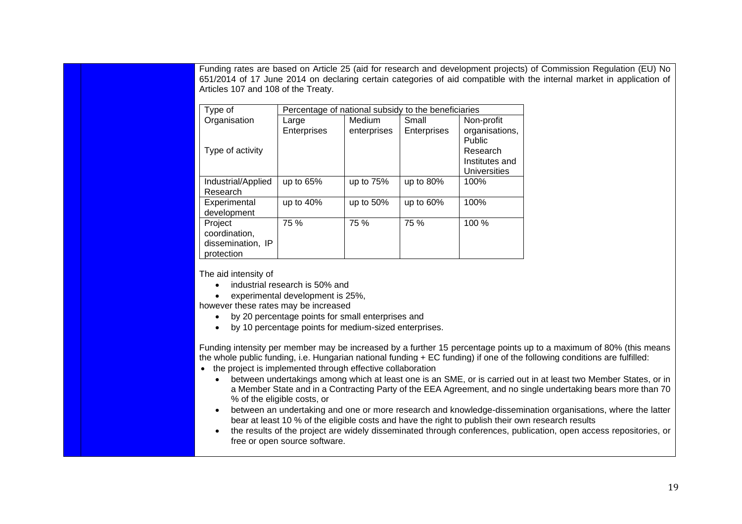Funding rates are based on Article 25 (aid for research and development projects) of Commission Regulation (EU) No 651/2014 of 17 June 2014 on declaring certain categories of aid compatible with the internal market in application of Articles 107 and 108 of the Treaty.

| Type of Organisation / Type of activity | Percentage of national subsidy to the beneficiaries | | | |
|---|---|---|---|---|
| | Large Enterprises | Medium enterprises | Small Enterprises | Non-profit organisations, Public Research Institutes and Universities |
| Industrial/Applied Research | up to 65% | up to 75% | up to 80% | 100% |
| Experimental development | up to 40% | up to 50% | up to 60% | 100% |
| Project coordination, dissemination, IP protection | 75 % | 75 % | 75 % | 100 % |

The aid intensity of

- industrial research is 50% and
- experimental development is 25%,

however these rates may be increased

- by 20 percentage points for small enterprises and
- by 10 percentage points for medium-sized enterprises.

Funding intensity per member may be increased by a further 15 percentage points up to a maximum of 80% (this means the whole public funding, i.e. Hungarian national funding + EC funding) if one of the following conditions are fulfilled:

- the project is implemented through effective collaboration
  - between undertakings among which at least one is an SME, or is carried out in at least two Member States, or in a Member State and in a Contracting Party of the EEA Agreement, and no single undertaking bears more than 70 % of the eligible costs, or
  - between an undertaking and one or more research and knowledge-dissemination organisations, where the latter bear at least 10 % of the eligible costs and have the right to publish their own research results
  - the results of the project are widely disseminated through conferences, publication, open access repositories, or free or open source software.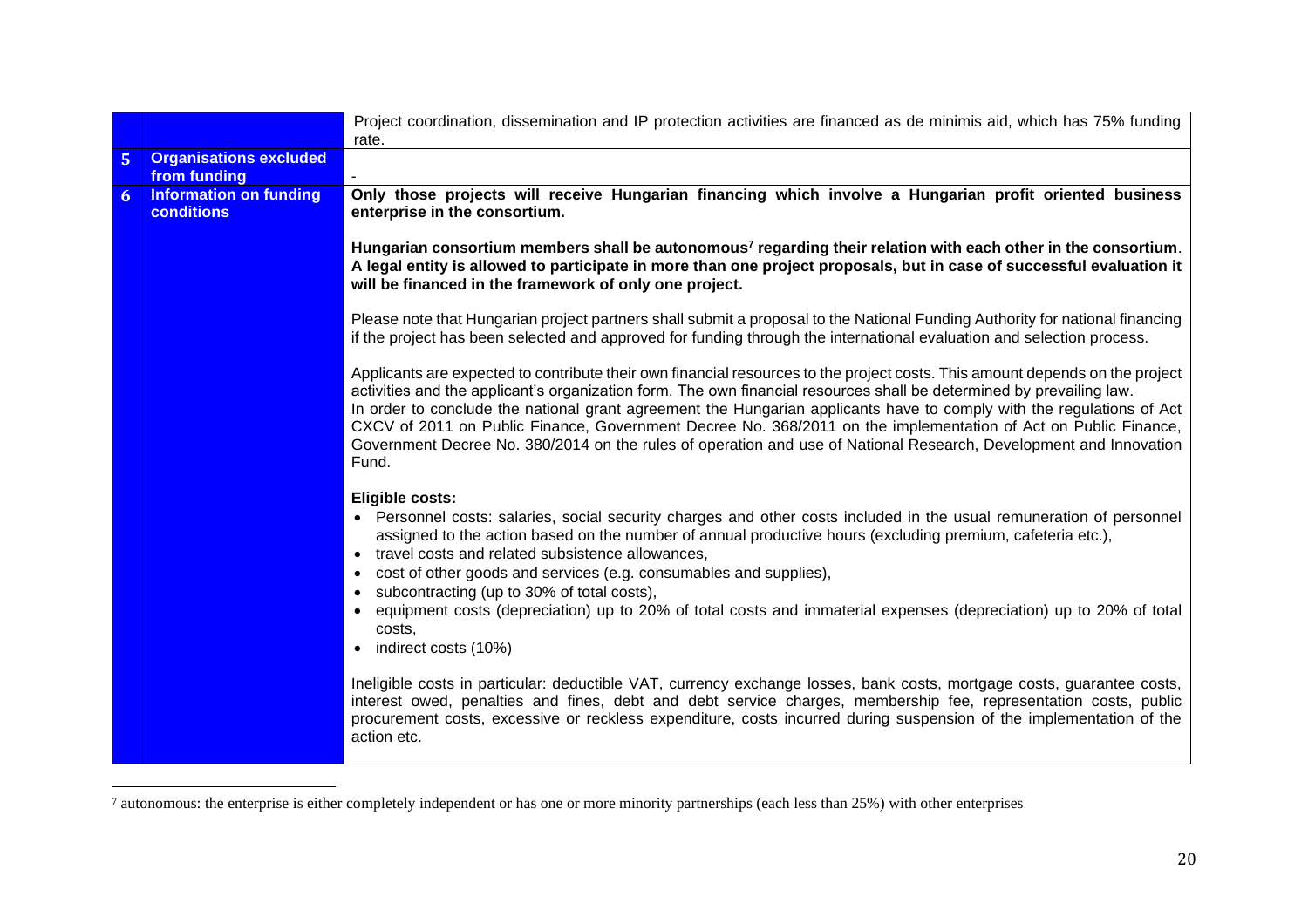|   |   |   |
|---|---|---|
|   |   | Project coordination, dissemination and IP protection activities are financed as de minimis aid, which has 75% funding rate. |
| 5 | **Organisations excluded from funding** | - |
| 6 | **Information on funding conditions** | **Only those projects will receive Hungarian financing which involve a Hungarian profit oriented business enterprise in the consortium.**<br><br>**Hungarian consortium members shall be autonomous[7] regarding their relation with each other in the consortium. A legal entity is allowed to participate in more than one project proposals, but in case of successful evaluation it will be financed in the framework of only one project.**<br><br>Please note that Hungarian project partners shall submit a proposal to the National Funding Authority for national financing if the project has been selected and approved for funding through the international evaluation and selection process.<br><br>Applicants are expected to contribute their own financial resources to the project costs. This amount depends on the project activities and the applicant's organization form. The own financial resources shall be determined by prevailing law.<br>In order to conclude the national grant agreement the Hungarian applicants have to comply with the regulations of Act CXCV of 2011 on Public Finance, Government Decree No. 368/2011 on the implementation of Act on Public Finance, Government Decree No. 380/2014 on the rules of operation and use of National Research, Development and Innovation Fund.<br><br>**Eligible costs:**<br>• Personnel costs: salaries, social security charges and other costs included in the usual remuneration of personnel assigned to the action based on the number of annual productive hours (excluding premium, cafeteria etc.),<br>• travel costs and related subsistence allowances,<br>• cost of other goods and services (e.g. consumables and supplies),<br>• subcontracting (up to 30% of total costs),<br>• equipment costs (depreciation) up to 20% of total costs and immaterial expenses (depreciation) up to 20% of total costs,<br>• indirect costs (10%)<br><br>Ineligible costs in particular: deductible VAT, currency exchange losses, bank costs, mortgage costs, guarantee costs, interest owed, penalties and fines, debt and debt service charges, membership fee, representation costs, public procurement costs, excessive or reckless expenditure, costs incurred during suspension of the implementation of the action etc. |

[7] autonomous: the enterprise is either completely independent or has one or more minority partnerships (each less than 25%) with other enterprises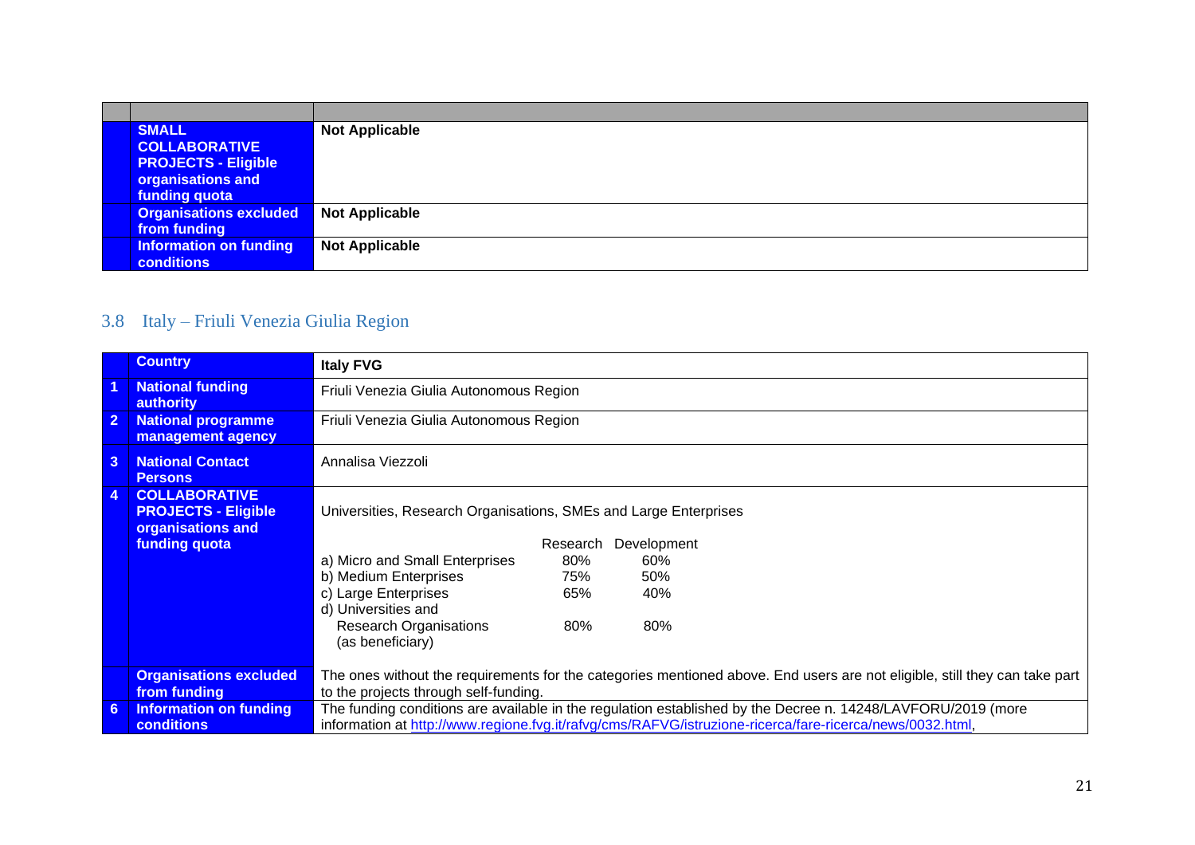| | | |
|---|---|---|
| | **SMALL COLLABORATIVE PROJECTS - Eligible organisations and funding quota** | **Not Applicable** |
| | **Organisations excluded from funding** | **Not Applicable** |
| | **Information on funding conditions** | **Not Applicable** |

## 3.8 Italy – Friuli Venezia Giulia Region

| | **Country** | **Italy FVG** |
|---|---|---|
| **1** | **National funding authority** | Friuli Venezia Giulia Autonomous Region |
| **2** | **National programme management agency** | Friuli Venezia Giulia Autonomous Region |
| **3** | **National Contact Persons** | Annalisa Viezzoli |
| **4** | **COLLABORATIVE PROJECTS - Eligible organisations and funding quota** | Universities, Research Organisations, SMEs and Large Enterprises<br><br>Research / Development<br>a) Micro and Small Enterprises: 80% / 60%<br>b) Medium Enterprises: 75% / 50%<br>c) Large Enterprises: 65% / 40%<br>d) Universities and Research Organisations (as beneficiary): 80% / 80% |
| | **Organisations excluded from funding** | The ones without the requirements for the categories mentioned above. End users are not eligible, still they can take part to the projects through self-funding. |
| **6** | **Information on funding conditions** | The funding conditions are available in the regulation established by the Decree n. 14248/LAVFORU/2019 (more information at http://www.regione.fvg.it/rafvg/cms/RAFVG/istruzione-ricerca/fare-ricerca/news/0032.html, |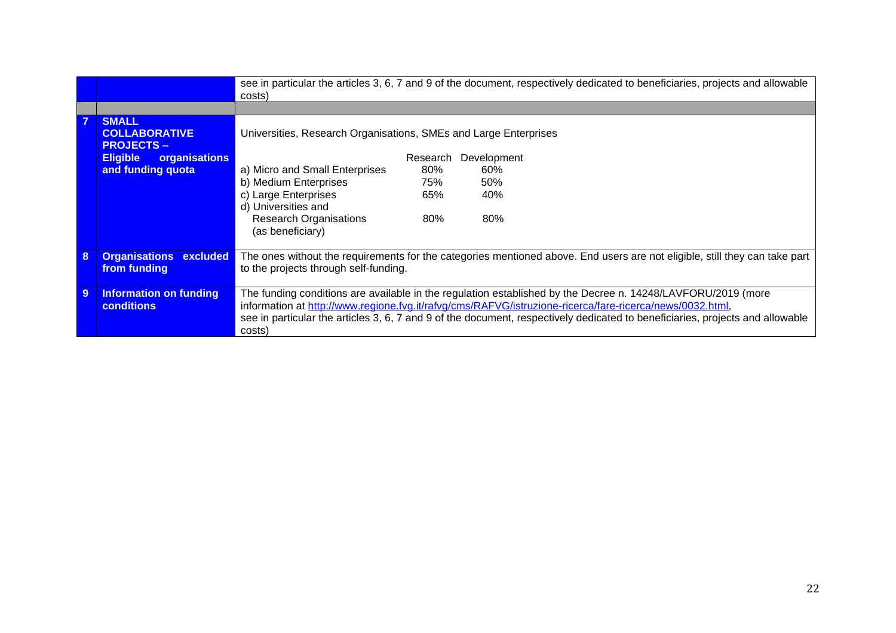| | | |
|---|---|---|
| | | see in particular the articles 3, 6, 7 and 9 of the document, respectively dedicated to beneficiaries, projects and allowable costs) |
| | | |
| **7** | **SMALL COLLABORATIVE PROJECTS – Eligible organisations and funding quota** | Universities, Research Organisations, SMEs and Large Enterprises<br><br>Research / Development<br>a) Micro and Small Enterprises: 80% / 60%<br>b) Medium Enterprises: 75% / 50%<br>c) Large Enterprises: 65% / 40%<br>d) Universities and Research Organisations (as beneficiary): 80% / 80% |
| **8** | **Organisations excluded from funding** | The ones without the requirements for the categories mentioned above. End users are not eligible, still they can take part to the projects through self-funding. |
| **9** | **Information on funding conditions** | The funding conditions are available in the regulation established by the Decree n. 14248/LAVFORU/2019 (more information at http://www.regione.fvg.it/rafvg/cms/RAFVG/istruzione-ricerca/fare-ricerca/news/0032.html, see in particular the articles 3, 6, 7 and 9 of the document, respectively dedicated to beneficiaries, projects and allowable costs) |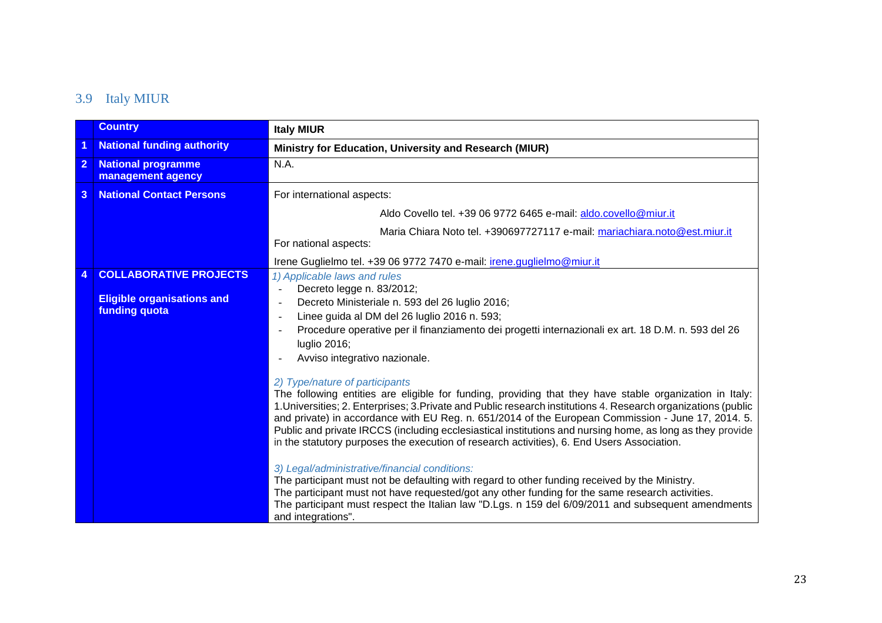## 3.9 Italy MIUR

| | Country | Italy MIUR |
|---|---|---|
| 1 | National funding authority | **Ministry for Education, University and Research (MIUR)** |
| 2 | National programme management agency | N.A. |
| 3 | National Contact Persons | For international aspects:<br>Aldo Covello tel. +39 06 9772 6465 e-mail: aldo.covello@miur.it<br>Maria Chiara Noto tel. +390697727117 e-mail: mariachiara.noto@est.miur.it<br>For national aspects:<br>Irene Guglielmo tel. +39 06 9772 7470 e-mail: irene.guglielmo@miur.it |
| 4 | **COLLABORATIVE PROJECTS**<br><br>**Eligible organisations and funding quota** | *1) Applicable laws and rules*<br>- Decreto legge n. 83/2012;<br>- Decreto Ministeriale n. 593 del 26 luglio 2016;<br>- Linee guida al DM del 26 luglio 2016 n. 593;<br>- Procedure operative per il finanziamento dei progetti internazionali ex art. 18 D.M. n. 593 del 26 luglio 2016;<br>- Avviso integrativo nazionale.<br><br>*2) Type/nature of participants*<br>The following entities are eligible for funding, providing that they have stable organization in Italy: 1.Universities; 2. Enterprises; 3.Private and Public research institutions 4. Research organizations (public and private) in accordance with EU Reg. n. 651/2014 of the European Commission - June 17, 2014. 5. Public and private IRCCS (including ecclesiastical institutions and nursing home, as long as they provide in the statutory purposes the execution of research activities), 6. End Users Association.<br><br>*3) Legal/administrative/financial conditions:*<br>The participant must not be defaulting with regard to other funding received by the Ministry.<br>The participant must not have requested/got any other funding for the same research activities.<br>The participant must respect the Italian law "D.Lgs. n 159 del 6/09/2011 and subsequent amendments and integrations". |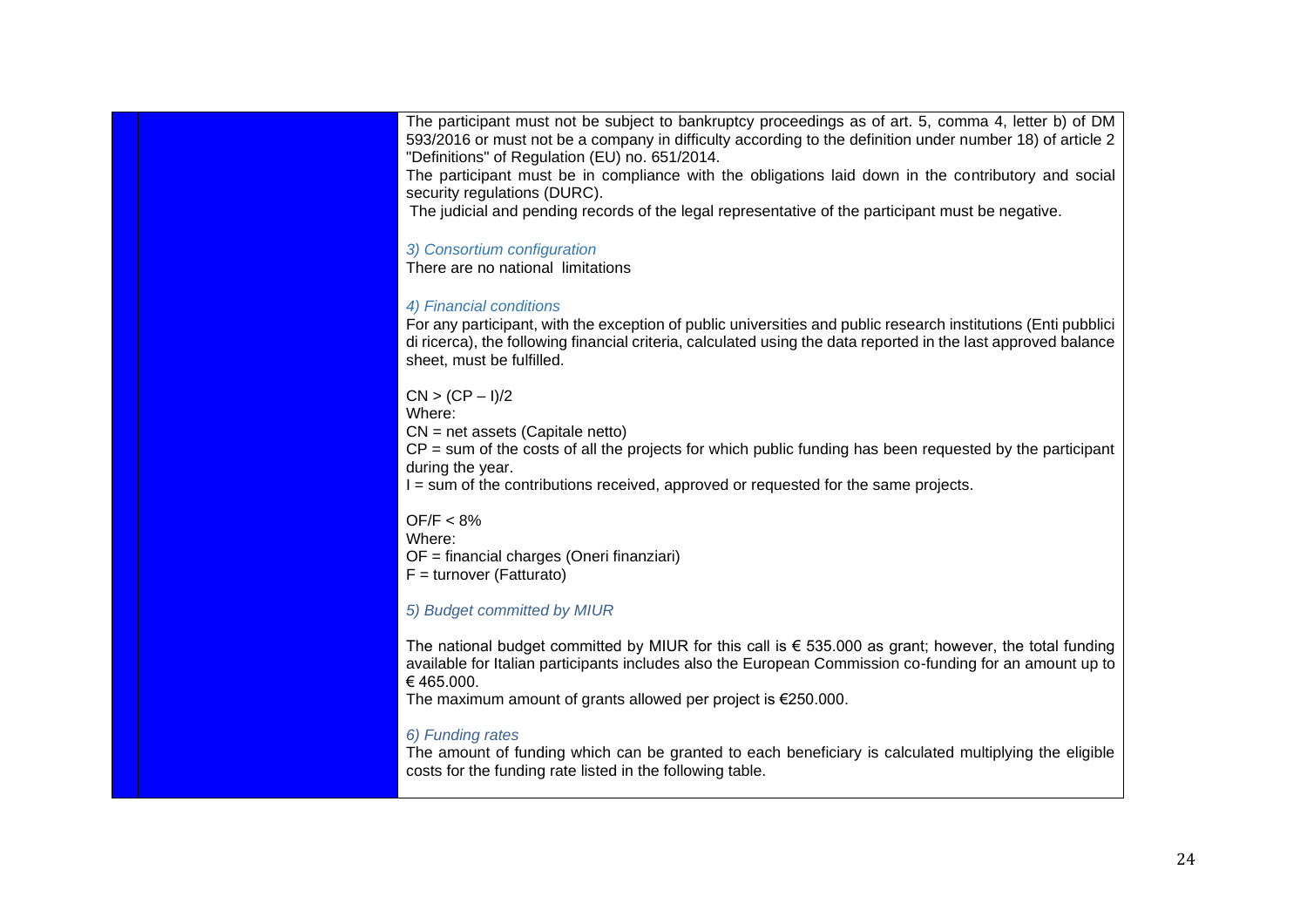The participant must not be subject to bankruptcy proceedings as of art. 5, comma 4, letter b) of DM 593/2016 or must not be a company in difficulty according to the definition under number 18) of article 2 "Definitions" of Regulation (EU) no. 651/2014.

The participant must be in compliance with the obligations laid down in the contributory and social security regulations (DURC).

The judicial and pending records of the legal representative of the participant must be negative.

*3) Consortium configuration*

There are no national limitations

*4) Financial conditions*

For any participant, with the exception of public universities and public research institutions (Enti pubblici di ricerca), the following financial criteria, calculated using the data reported in the last approved balance sheet, must be fulfilled.

$CN > (CP - I)/2$

Where:

CN = net assets (Capitale netto)

CP = sum of the costs of all the projects for which public funding has been requested by the participant during the year.

I = sum of the contributions received, approved or requested for the same projects.

$OF/F < 8\%$

Where:

OF = financial charges (Oneri finanziari)

F = turnover (Fatturato)

*5) Budget committed by MIUR*

The national budget committed by MIUR for this call is € 535.000 as grant; however, the total funding available for Italian participants includes also the European Commission co-funding for an amount up to € 465.000.

The maximum amount of grants allowed per project is €250.000.

*6) Funding rates*

The amount of funding which can be granted to each beneficiary is calculated multiplying the eligible costs for the funding rate listed in the following table.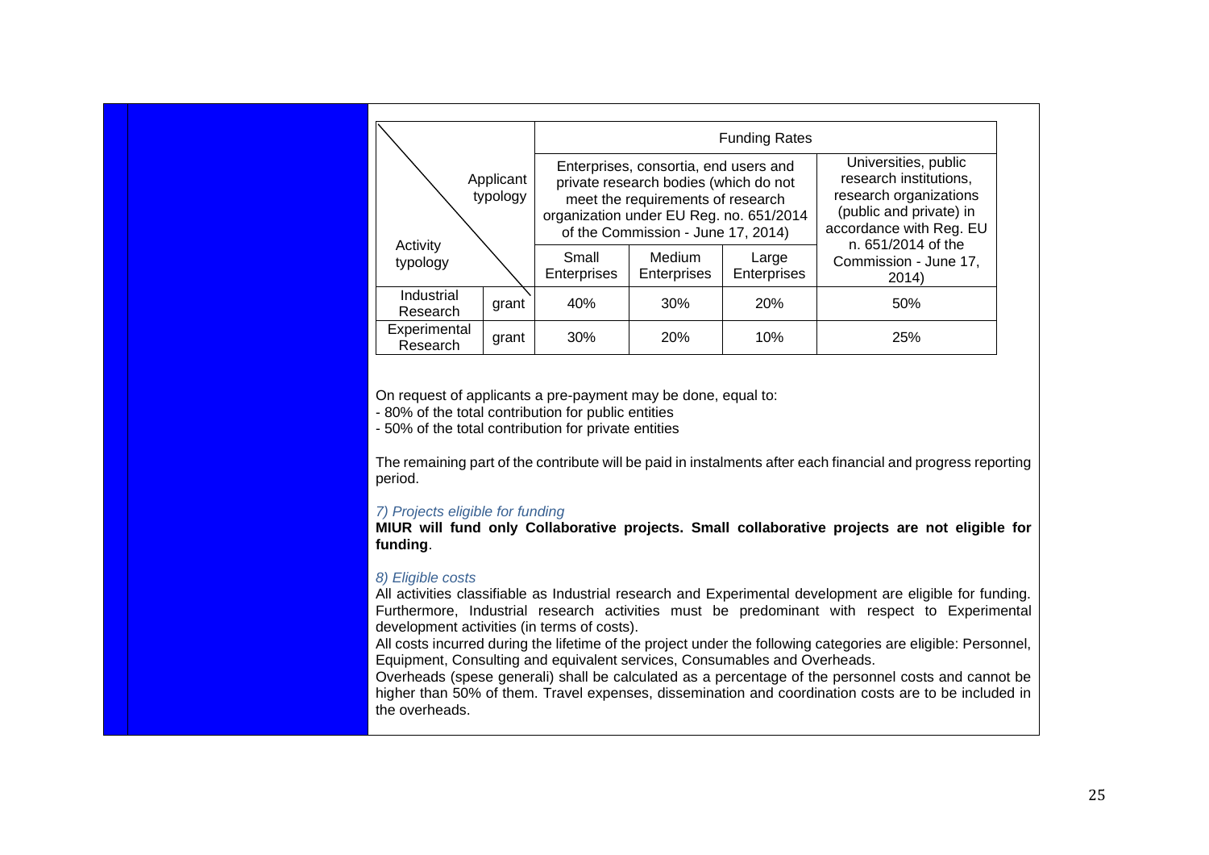| Activity typology | Applicant typology | Funding Rates | | | |
|---|---|---|---|---|---|
| | | Enterprises, consortia, end users and private research bodies (which do not meet the requirements of research organization under EU Reg. no. 651/2014 of the Commission - June 17, 2014) | | | Universities, public research institutions, research organizations (public and private) in accordance with Reg. EU n. 651/2014 of the Commission - June 17, 2014) |
| | | Small Enterprises | Medium Enterprises | Large Enterprises | |
| Industrial Research | grant | 40% | 30% | 20% | 50% |
| Experimental Research | grant | 30% | 20% | 10% | 25% |

On request of applicants a pre-payment may be done, equal to:
- 80% of the total contribution for public entities
- 50% of the total contribution for private entities

The remaining part of the contribute will be paid in instalments after each financial and progress reporting period.

*7) Projects eligible for funding*

**MIUR will fund only Collaborative projects. Small collaborative projects are not eligible for funding**.

*8) Eligible costs*

All activities classifiable as Industrial research and Experimental development are eligible for funding. Furthermore, Industrial research activities must be predominant with respect to Experimental development activities (in terms of costs).

All costs incurred during the lifetime of the project under the following categories are eligible: Personnel, Equipment, Consulting and equivalent services, Consumables and Overheads.

Overheads (spese generali) shall be calculated as a percentage of the personnel costs and cannot be higher than 50% of them. Travel expenses, dissemination and coordination costs are to be included in the overheads.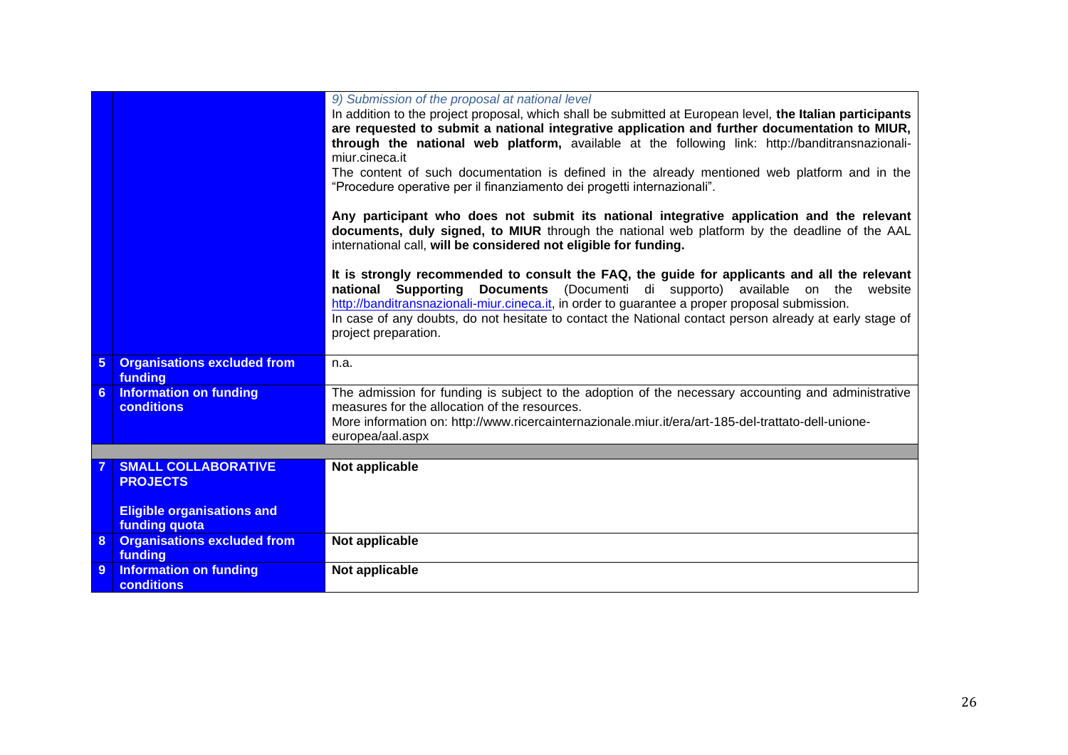| | | |
|---|---|---|
| | | *9) Submission of the proposal at national level*<br>In addition to the project proposal, which shall be submitted at European level, **the Italian participants are requested to submit a national integrative application and further documentation to MIUR, through the national web platform,** available at the following link: http://banditransnazionali-miur.cineca.it<br>The content of such documentation is defined in the already mentioned web platform and in the "Procedure operative per il finanziamento dei progetti internazionali".<br><br>**Any participant who does not submit its national integrative application and the relevant documents, duly signed, to MIUR** through the national web platform by the deadline of the AAL international call, **will be considered not eligible for funding.**<br><br>**It is strongly recommended to consult the FAQ, the guide for applicants and all the relevant national Supporting Documents** (Documenti di supporto) available on the website http://banditransnazionali-miur.cineca.it, in order to guarantee a proper proposal submission.<br>In case of any doubts, do not hesitate to contact the National contact person already at early stage of project preparation. |
| **5** | **Organisations excluded from funding** | n.a. |
| **6** | **Information on funding conditions** | The admission for funding is subject to the adoption of the necessary accounting and administrative measures for the allocation of the resources.<br>More information on: http://www.ricercainternazionale.miur.it/era/art-185-del-trattato-dell-unione-europea/aal.aspx |
| | | |
| **7** | **SMALL COLLABORATIVE PROJECTS**<br><br>**Eligible organisations and funding quota** | **Not applicable** |
| **8** | **Organisations excluded from funding** | **Not applicable** |
| **9** | **Information on funding conditions** | **Not applicable** |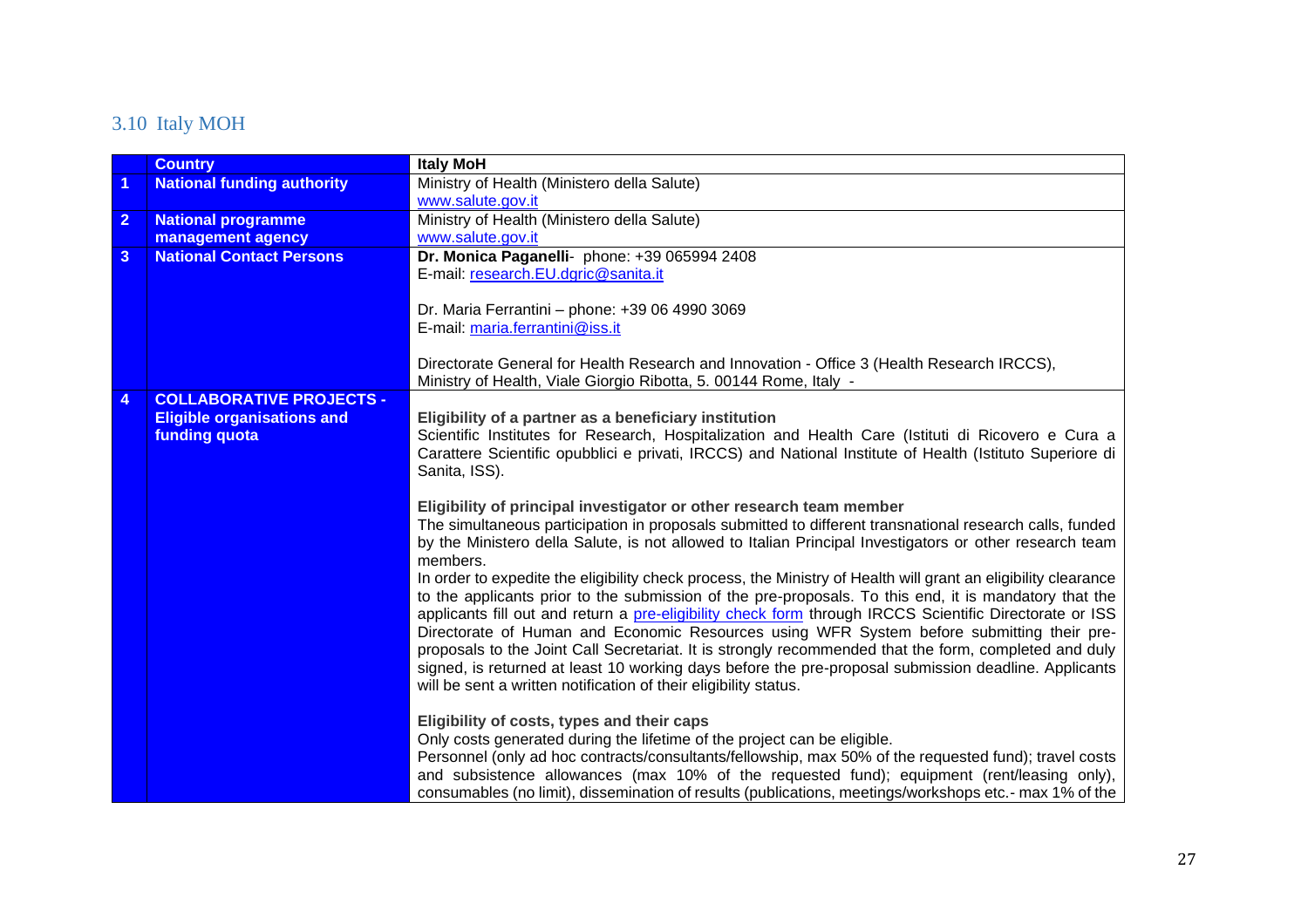## 3.10 Italy MOH

| | Country | Italy MoH |
|---|---|---|
| 1 | **National funding authority** | Ministry of Health (Ministero della Salute)<br>www.salute.gov.it |
| 2 | **National programme management agency** | Ministry of Health (Ministero della Salute)<br>www.salute.gov.it |
| 3 | **National Contact Persons** | **Dr. Monica Paganelli**- phone: +39 065994 2408<br>E-mail: research.EU.dgric@sanita.it<br><br>Dr. Maria Ferrantini – phone: +39 06 4990 3069<br>E-mail: maria.ferrantini@iss.it<br><br>Directorate General for Health Research and Innovation - Office 3 (Health Research IRCCS), Ministry of Health, Viale Giorgio Ribotta, 5. 00144 Rome, Italy - |
| 4 | **COLLABORATIVE PROJECTS - Eligible organisations and funding quota** | **Eligibility of a partner as a beneficiary institution**<br>Scientific Institutes for Research, Hospitalization and Health Care (Istituti di Ricovero e Cura a Carattere Scientific opubblici e privati, IRCCS) and National Institute of Health (Istituto Superiore di Sanita, ISS).<br><br>**Eligibility of principal investigator or other research team member**<br>The simultaneous participation in proposals submitted to different transnational research calls, funded by the Ministero della Salute, is not allowed to Italian Principal Investigators or other research team members.<br>In order to expedite the eligibility check process, the Ministry of Health will grant an eligibility clearance to the applicants prior to the submission of the pre-proposals. To this end, it is mandatory that the applicants fill out and return a pre-eligibility check form through IRCCS Scientific Directorate or ISS Directorate of Human and Economic Resources using WFR System before submitting their pre-proposals to the Joint Call Secretariat. It is strongly recommended that the form, completed and duly signed, is returned at least 10 working days before the pre-proposal submission deadline. Applicants will be sent a written notification of their eligibility status.<br><br>**Eligibility of costs, types and their caps**<br>Only costs generated during the lifetime of the project can be eligible.<br>Personnel (only ad hoc contracts/consultants/fellowship, max 50% of the requested fund); travel costs and subsistence allowances (max 10% of the requested fund); equipment (rent/leasing only), consumables (no limit), dissemination of results (publications, meetings/workshops etc.- max 1% of the |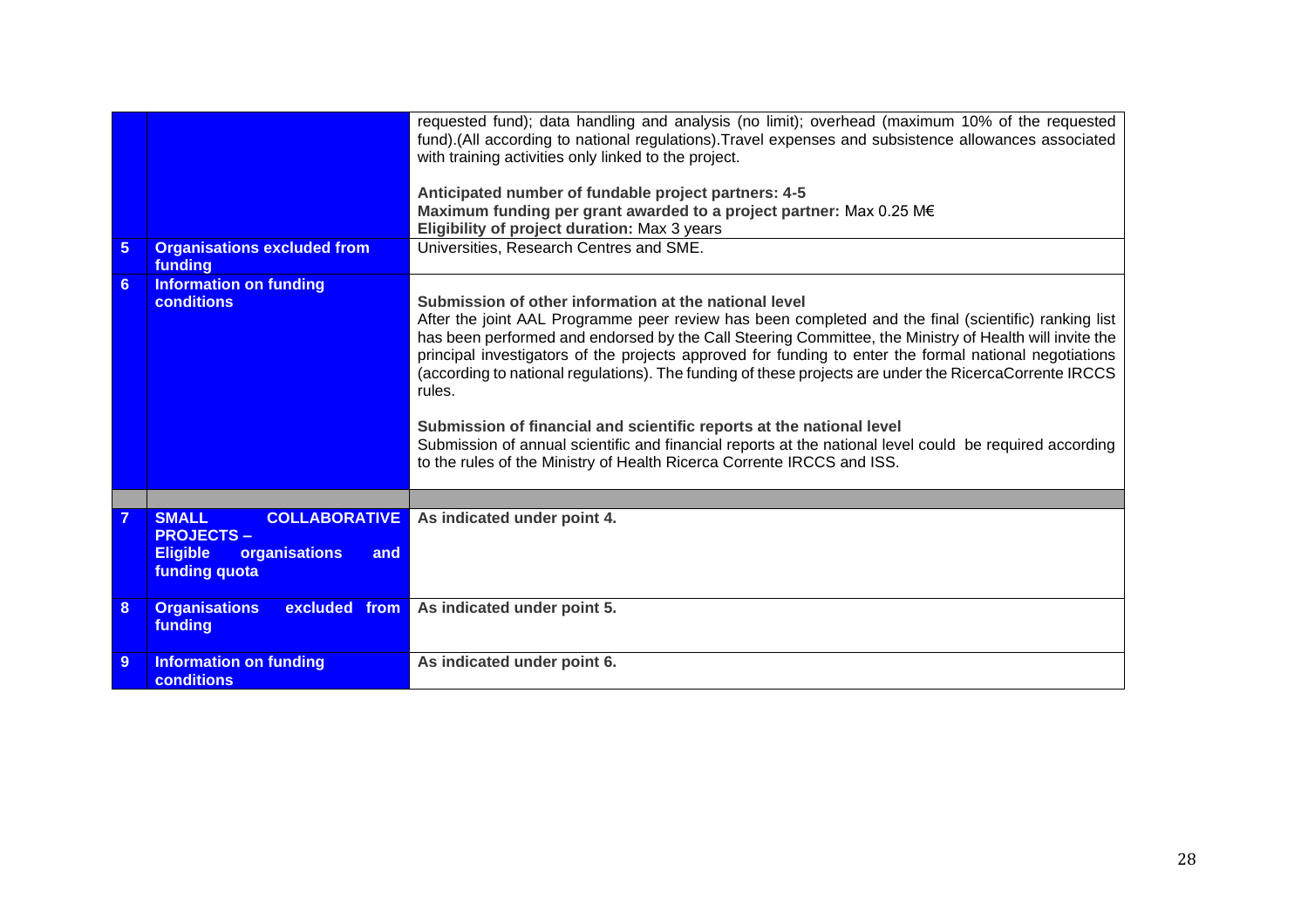| | | |
|---|---|---|
| | | requested fund); data handling and analysis (no limit); overhead (maximum 10% of the requested fund).(All according to national regulations).Travel expenses and subsistence allowances associated with training activities only linked to the project.<br><br>**Anticipated number of fundable project partners: 4-5**<br>**Maximum funding per grant awarded to a project partner:** Max 0.25 M€<br>**Eligibility of project duration:** Max 3 years |
| **5** | **Organisations excluded from funding** | Universities, Research Centres and SME. |
| **6** | **Information on funding conditions** | **Submission of other information at the national level**<br>After the joint AAL Programme peer review has been completed and the final (scientific) ranking list has been performed and endorsed by the Call Steering Committee, the Ministry of Health will invite the principal investigators of the projects approved for funding to enter the formal national negotiations (according to national regulations). The funding of these projects are under the RicercaCorrente IRCCS rules.<br><br>**Submission of financial and scientific reports at the national level**<br>Submission of annual scientific and financial reports at the national level could be required according to the rules of the Ministry of Health Ricerca Corrente IRCCS and ISS. |
| | | |
| **7** | **SMALL COLLABORATIVE PROJECTS – Eligible organisations and funding quota** | **As indicated under point 4.** |
| **8** | **Organisations excluded from funding** | **As indicated under point 5.** |
| **9** | **Information on funding conditions** | **As indicated under point 6.** |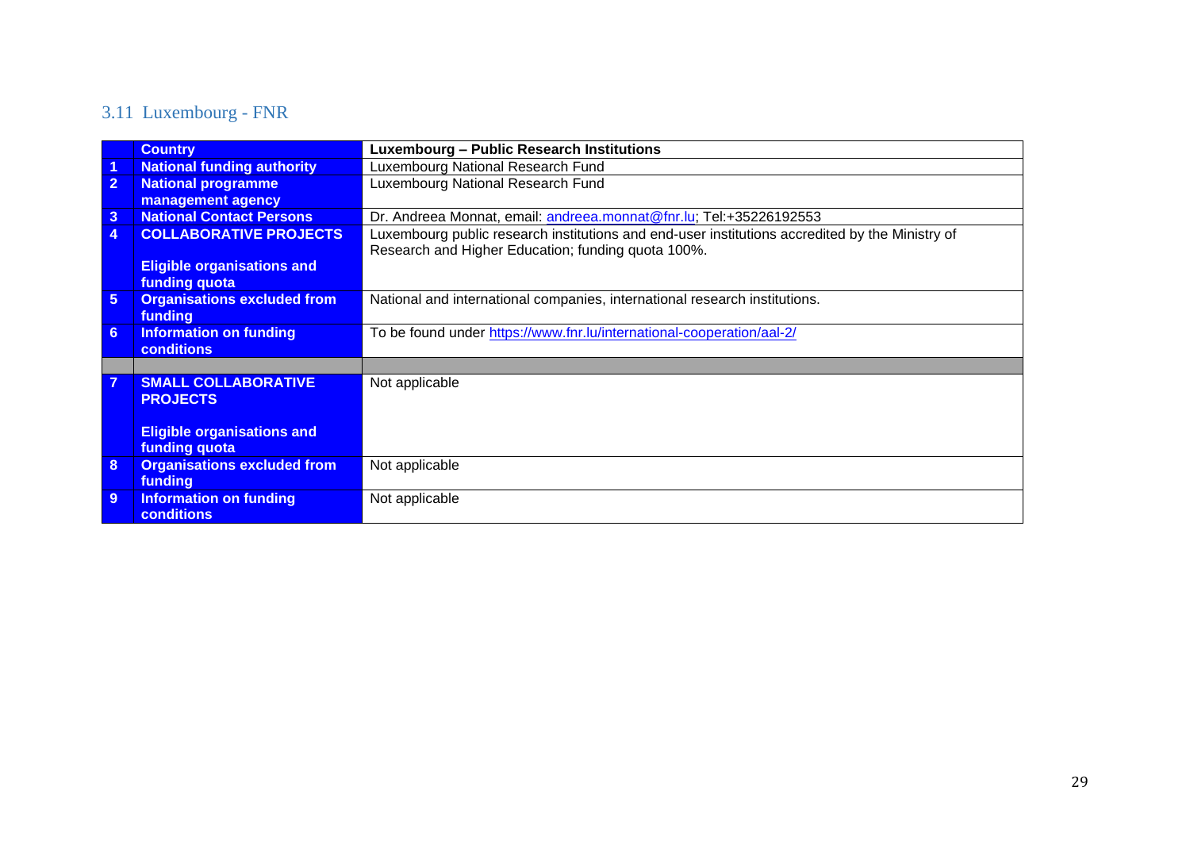## 3.11 Luxembourg - FNR

| | Country | Luxembourg – Public Research Institutions |
|---|---|---|
| 1 | National funding authority | Luxembourg National Research Fund |
| 2 | National programme management agency | Luxembourg National Research Fund |
| 3 | National Contact Persons | Dr. Andreea Monnat, email: andreea.monnat@fnr.lu; Tel:+35226192553 |
| 4 | COLLABORATIVE PROJECTS<br><br>Eligible organisations and funding quota | Luxembourg public research institutions and end-user institutions accredited by the Ministry of Research and Higher Education; funding quota 100%. |
| 5 | Organisations excluded from funding | National and international companies, international research institutions. |
| 6 | Information on funding conditions | To be found under https://www.fnr.lu/international-cooperation/aal-2/ |
| | | |
| 7 | SMALL COLLABORATIVE PROJECTS<br><br>Eligible organisations and funding quota | Not applicable |
| 8 | Organisations excluded from funding | Not applicable |
| 9 | Information on funding conditions | Not applicable |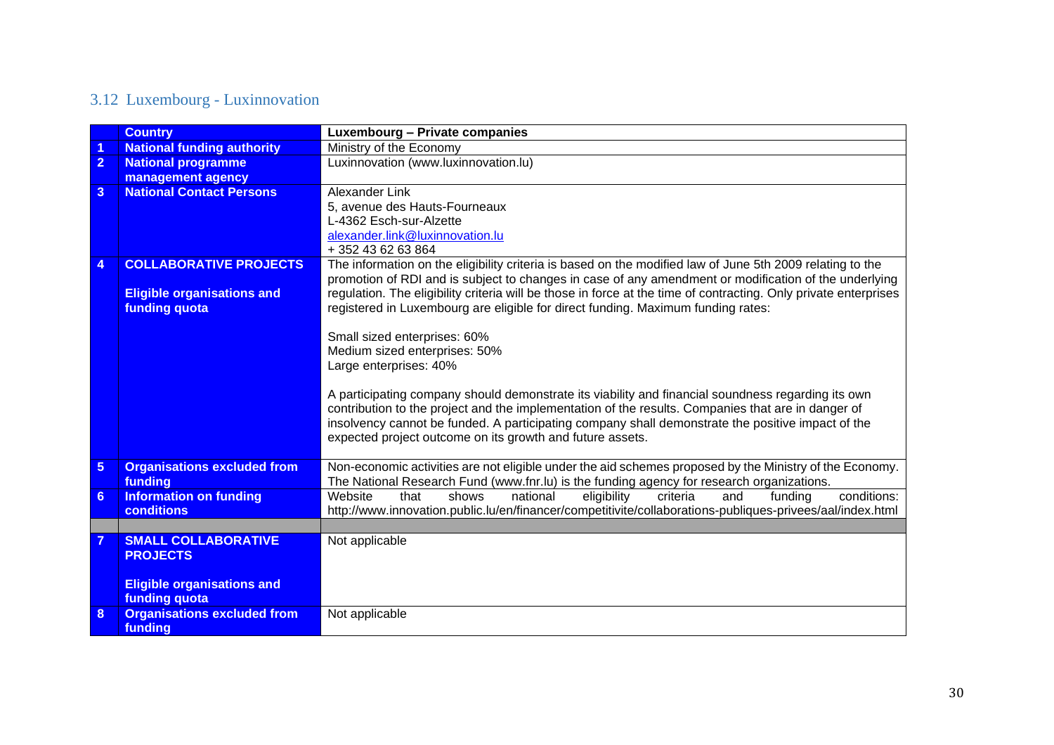## 3.12 Luxembourg - Luxinnovation

| | Country | Luxembourg – Private companies |
|---|---|---|
| 1 | National funding authority | Ministry of the Economy |
| 2 | National programme management agency | Luxinnovation (www.luxinnovation.lu) |
| 3 | National Contact Persons | Alexander Link<br>5, avenue des Hauts-Fourneaux<br>L-4362 Esch-sur-Alzette<br>alexander.link@luxinnovation.lu<br>+ 352 43 62 63 864 |
| 4 | **COLLABORATIVE PROJECTS**<br><br>Eligible organisations and funding quota | The information on the eligibility criteria is based on the modified law of June 5th 2009 relating to the promotion of RDI and is subject to changes in case of any amendment or modification of the underlying regulation. The eligibility criteria will be those in force at the time of contracting. Only private enterprises registered in Luxembourg are eligible for direct funding. Maximum funding rates:<br><br>Small sized enterprises: 60%<br>Medium sized enterprises: 50%<br>Large enterprises: 40%<br><br>A participating company should demonstrate its viability and financial soundness regarding its own contribution to the project and the implementation of the results. Companies that are in danger of insolvency cannot be funded. A participating company shall demonstrate the positive impact of the expected project outcome on its growth and future assets. |
| 5 | Organisations excluded from funding | Non-economic activities are not eligible under the aid schemes proposed by the Ministry of the Economy. The National Research Fund (www.fnr.lu) is the funding agency for research organizations. |
| 6 | Information on funding conditions | Website that shows national eligibility criteria and funding conditions: http://www.innovation.public.lu/en/financer/competitivite/collaborations-publiques-privees/aal/index.html |
| | | |
| 7 | **SMALL COLLABORATIVE PROJECTS**<br><br>Eligible organisations and funding quota | Not applicable |
| 8 | Organisations excluded from funding | Not applicable |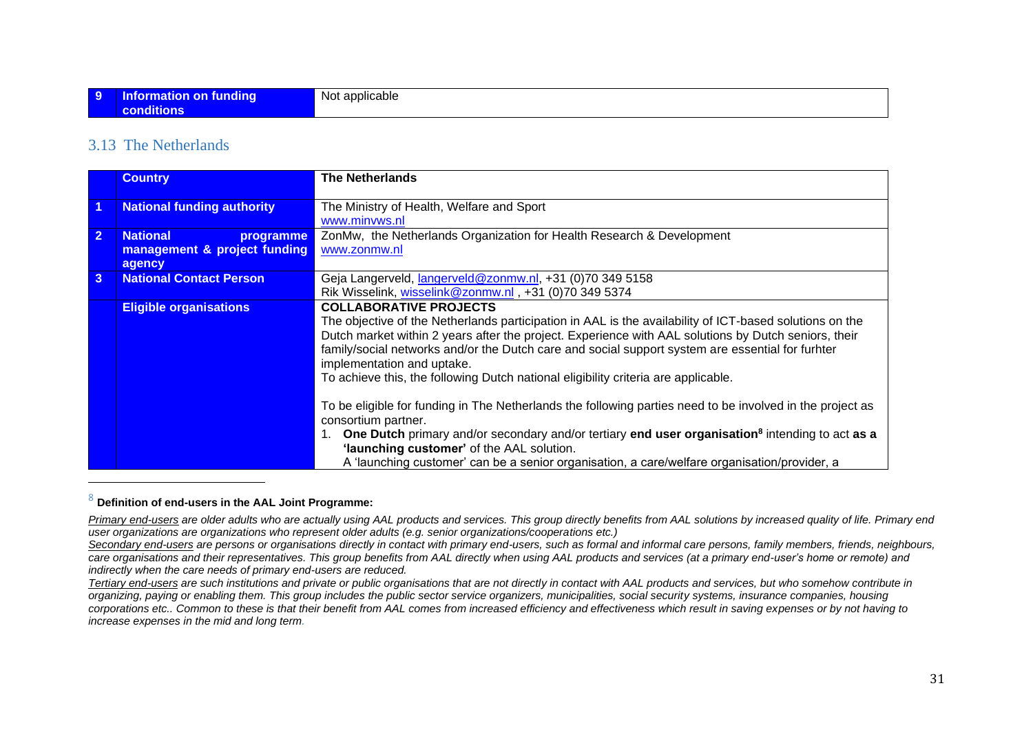| 9 | **Information on funding conditions** | Not applicable |
|---|---|---|

## 3.13 The Netherlands

| | **Country** | **The Netherlands** |
|---|---|---|
| **1** | **National funding authority** | The Ministry of Health, Welfare and Sport<br>www.minvws.nl |
| **2** | **National programme management & project funding agency** | ZonMw, the Netherlands Organization for Health Research & Development<br>www.zonmw.nl |
| **3** | **National Contact Person** | Geja Langerveld, langerveld@zonmw.nl, +31 (0)70 349 5158<br>Rik Wisselink, wisselink@zonmw.nl , +31 (0)70 349 5374 |
| | **Eligible organisations** | **COLLABORATIVE PROJECTS**<br>The objective of the Netherlands participation in AAL is the availability of ICT-based solutions on the Dutch market within 2 years after the project. Experience with AAL solutions by Dutch seniors, their family/social networks and/or the Dutch care and social support system are essential for furhter implementation and uptake.<br>To achieve this, the following Dutch national eligibility criteria are applicable.<br><br>To be eligible for funding in The Netherlands the following parties need to be involved in the project as consortium partner.<br>1. **One Dutch** primary and/or secondary and/or tertiary **end user organisation**[8] intending to act **as a 'launching customer'** of the AAL solution.<br>A 'launching customer' can be a senior organisation, a care/welfare organisation/provider, a |

[8] **Definition of end-users in the AAL Joint Programme:**

*Primary end-users are older adults who are actually using AAL products and services. This group directly benefits from AAL solutions by increased quality of life. Primary end user organizations are organizations who represent older adults (e.g. senior organizations/cooperations etc.)*

*Secondary end-users are persons or organisations directly in contact with primary end-users, such as formal and informal care persons, family members, friends, neighbours, care organisations and their representatives. This group benefits from AAL directly when using AAL products and services (at a primary end-user's home or remote) and indirectly when the care needs of primary end-users are reduced.*

*Tertiary end-users are such institutions and private or public organisations that are not directly in contact with AAL products and services, but who somehow contribute in organizing, paying or enabling them. This group includes the public sector service organizers, municipalities, social security systems, insurance companies, housing corporations etc.. Common to these is that their benefit from AAL comes from increased efficiency and effectiveness which result in saving expenses or by not having to increase expenses in the mid and long term.*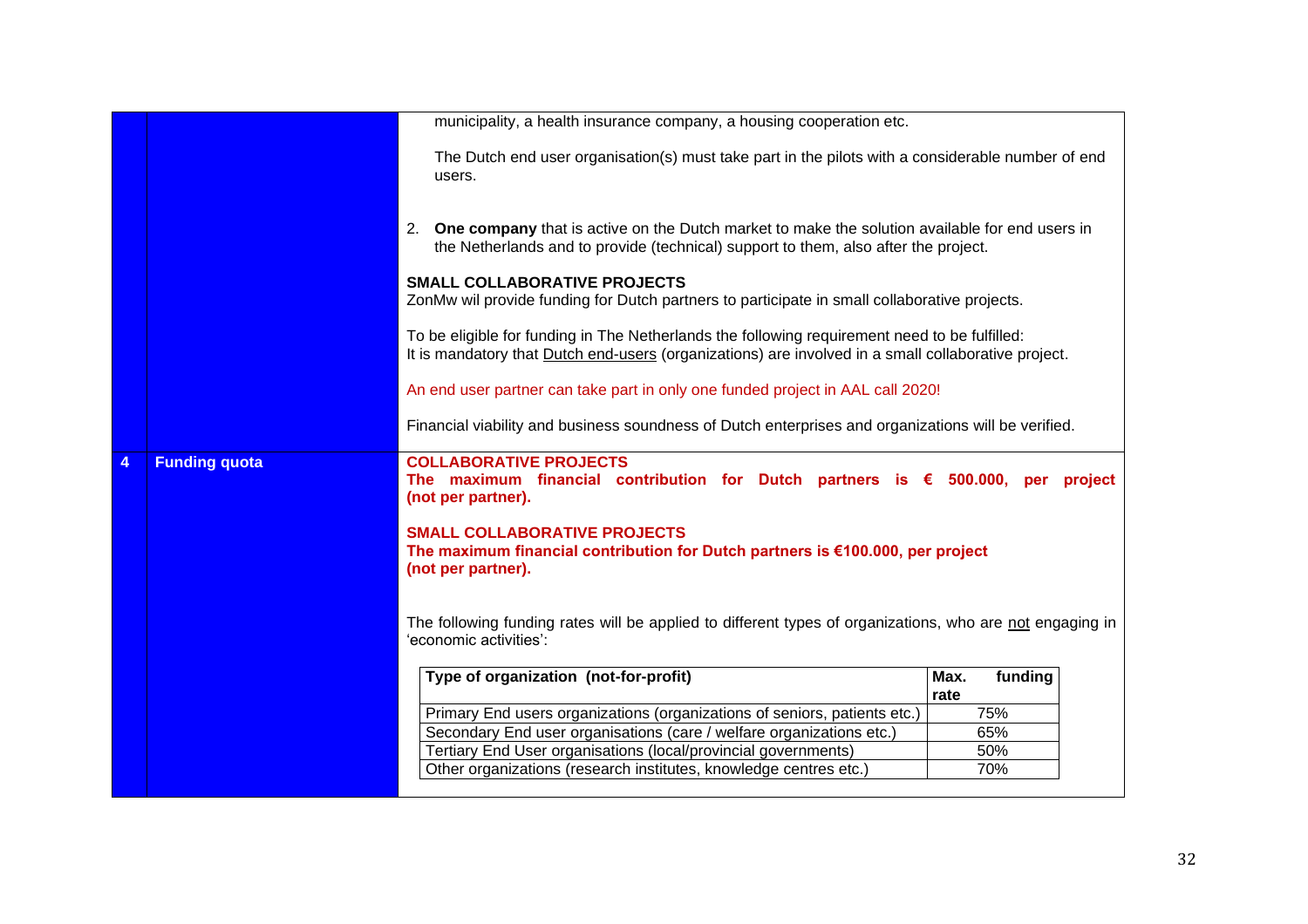| | | |
|---|---|---|
| | | municipality, a health insurance company, a housing cooperation etc.<br><br>The Dutch end user organisation(s) must take part in the pilots with a considerable number of end users.<br><br>2. **One company** that is active on the Dutch market to make the solution available for end users in the Netherlands and to provide (technical) support to them, also after the project.<br><br>**SMALL COLLABORATIVE PROJECTS**<br>ZonMw wil provide funding for Dutch partners to participate in small collaborative projects.<br><br>To be eligible for funding in The Netherlands the following requirement need to be fulfilled:<br>It is mandatory that Dutch end-users (organizations) are involved in a small collaborative project.<br><br>An end user partner can take part in only one funded project in AAL call 2020!<br><br>Financial viability and business soundness of Dutch enterprises and organizations will be verified. |
| **4** | **Funding quota** | **COLLABORATIVE PROJECTS**<br>**The maximum financial contribution for Dutch partners is € 500.000, per project (not per partner).**<br><br>**SMALL COLLABORATIVE PROJECTS**<br>**The maximum financial contribution for Dutch partners is €100.000, per project (not per partner).**<br><br>The following funding rates will be applied to different types of organizations, who are not engaging in 'economic activities': |

| Type of organization (not-for-profit) | Max. funding rate |
|---|---|
| Primary End users organizations (organizations of seniors, patients etc.) | 75% |
| Secondary End user organisations (care / welfare organizations etc.) | 65% |
| Tertiary End User organisations (local/provincial governments) | 50% |
| Other organizations (research institutes, knowledge centres etc.) | 70% |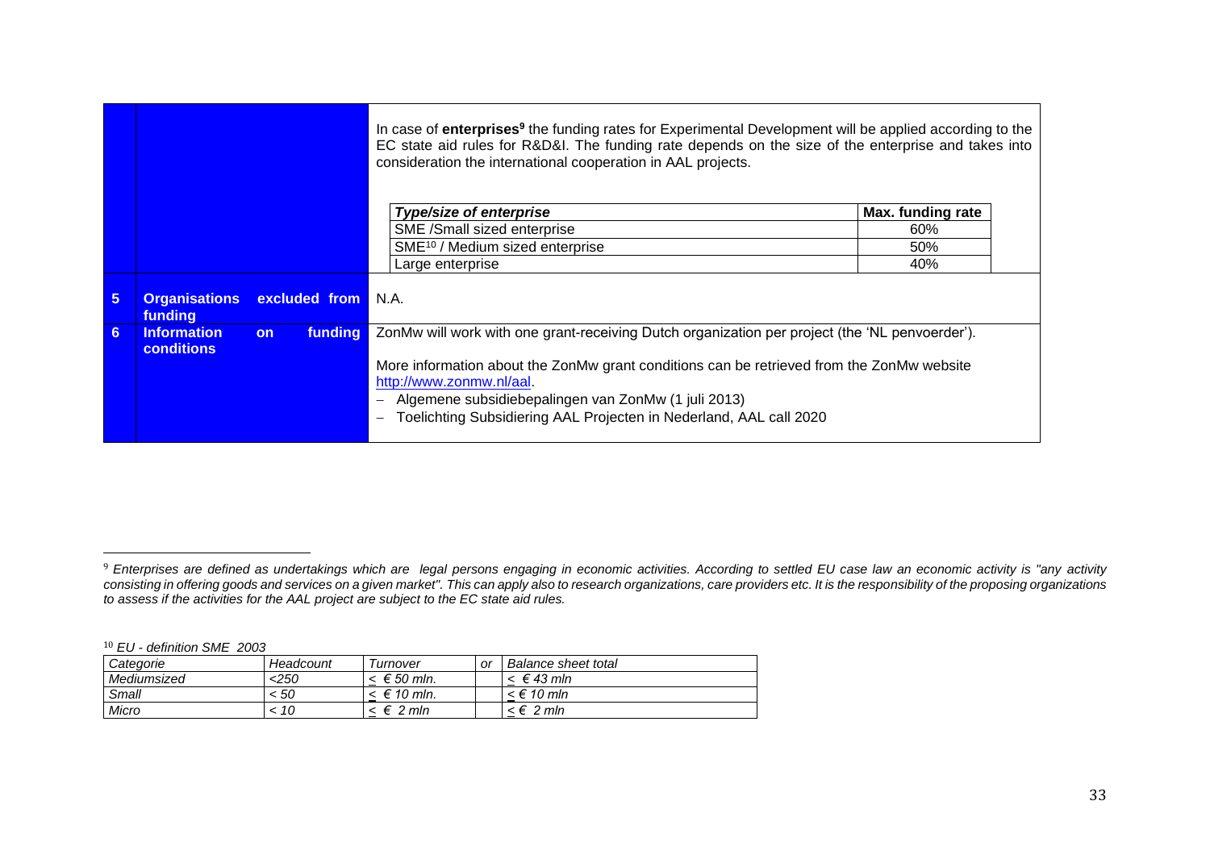| | | |
|---|---|---|
| | | In case of **enterprises**[9] the funding rates for Experimental Development will be applied according to the EC state aid rules for R&D&I. The funding rate depends on the size of the enterprise and takes into consideration the international cooperation in AAL projects.<br><br>**Type/size of enterprise** — **Max. funding rate**<br>SME /Small sized enterprise — 60%<br>SME[10] / Medium sized enterprise — 50%<br>Large enterprise — 40% |
| **5** | **Organisations excluded from funding** | N.A. |
| **6** | **Information on funding conditions** | ZonMw will work with one grant-receiving Dutch organization per project (the 'NL penvoerder').<br><br>More information about the ZonMw grant conditions can be retrieved from the ZonMw website http://www.zonmw.nl/aal.<br>– Algemene subsidiebepalingen van ZonMw (1 juli 2013)<br>– Toelichting Subsidiering AAL Projecten in Nederland, AAL call 2020 |

[9] *Enterprises are defined as undertakings which are legal persons engaging in economic activities. According to settled EU case law an economic activity is "any activity consisting in offering goods and services on a given market". This can apply also to research organizations, care providers etc. It is the responsibility of the proposing organizations to assess if the activities for the AAL project are subject to the EC state aid rules.*

[10] *EU - definition SME 2003*

| *Categorie* | *Headcount* | *Turnover* | *or* | *Balance sheet total* |
|---|---|---|---|---|
| *Mediumsized* | *<250* | *≤ € 50 mln.* | | *≤ € 43 mln* |
| *Small* | *< 50* | *≤ € 10 mln.* | | *≤ € 10 mln* |
| *Micro* | *< 10* | *≤ € 2 mln* | | *≤ € 2 mln* |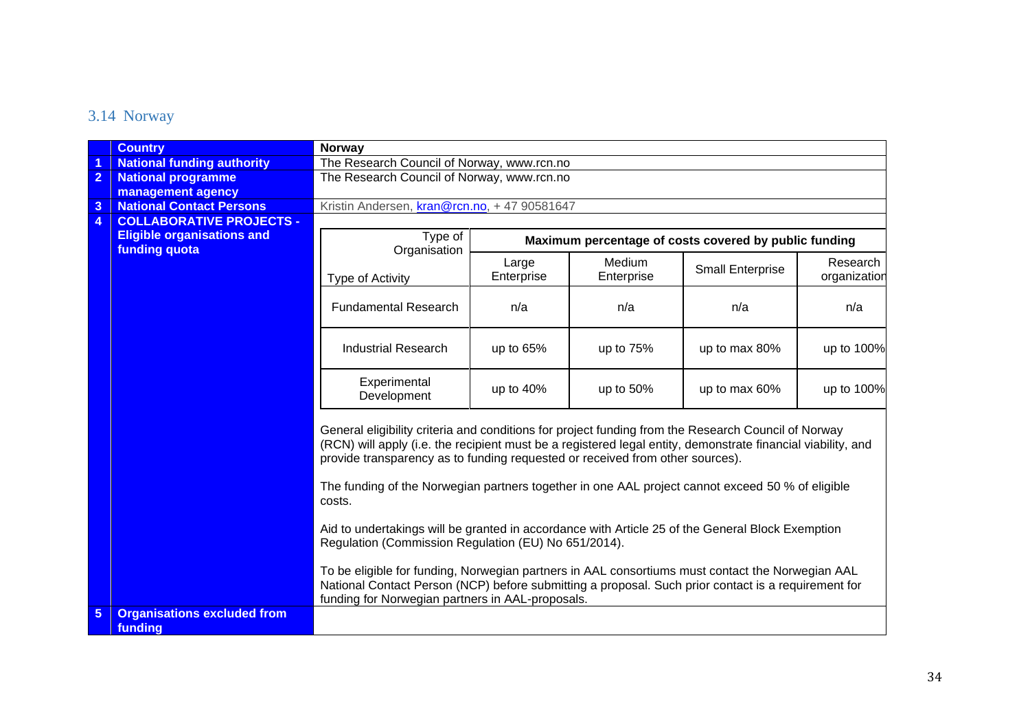## 3.14 Norway

| | Country | Norway |
|---|---|---|
| 1 | National funding authority | The Research Council of Norway, www.rcn.no |
| 2 | National programme management agency | The Research Council of Norway, www.rcn.no |
| 3 | National Contact Persons | Kristin Andersen, kran@rcn.no, + 47 90581647 |
| 4 | COLLABORATIVE PROJECTS - Eligible organisations and funding quota | (see table and text below) |
| 5 | Organisations excluded from funding | |

**4. COLLABORATIVE PROJECTS - Eligible organisations and funding quota**

| Type of Activity / Type of Organisation | Maximum percentage of costs covered by public funding | | | |
|---|---|---|---|---|
| | Large Enterprise | Medium Enterprise | Small Enterprise | Research organization |
| Fundamental Research | n/a | n/a | n/a | n/a |
| Industrial Research | up to 65% | up to 75% | up to max 80% | up to 100% |
| Experimental Development | up to 40% | up to 50% | up to max 60% | up to 100% |

General eligibility criteria and conditions for project funding from the Research Council of Norway (RCN) will apply (i.e. the recipient must be a registered legal entity, demonstrate financial viability, and provide transparency as to funding requested or received from other sources).

The funding of the Norwegian partners together in one AAL project cannot exceed 50 % of eligible costs.

Aid to undertakings will be granted in accordance with Article 25 of the General Block Exemption Regulation (Commission Regulation (EU) No 651/2014).

To be eligible for funding, Norwegian partners in AAL consortiums must contact the Norwegian AAL National Contact Person (NCP) before submitting a proposal. Such prior contact is a requirement for funding for Norwegian partners in AAL-proposals.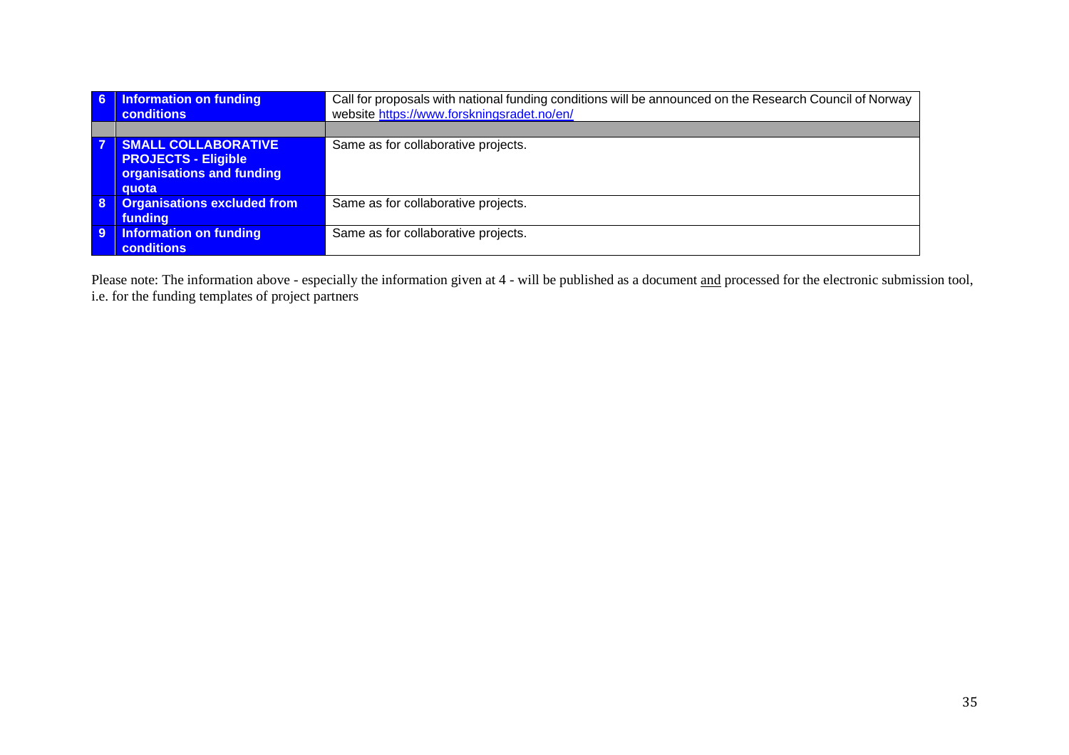| | | |
|---|---|---|
| **6** | **Information on funding conditions** | Call for proposals with national funding conditions will be announced on the Research Council of Norway website [https://www.forskningsradet.no/en/](https://www.forskningsradet.no/en/) |
| | | |
| **7** | **SMALL COLLABORATIVE PROJECTS - Eligible organisations and funding quota** | Same as for collaborative projects. |
| **8** | **Organisations excluded from funding** | Same as for collaborative projects. |
| **9** | **Information on funding conditions** | Same as for collaborative projects. |

Please note: The information above - especially the information given at 4 - will be published as a document and processed for the electronic submission tool, i.e. for the funding templates of project partners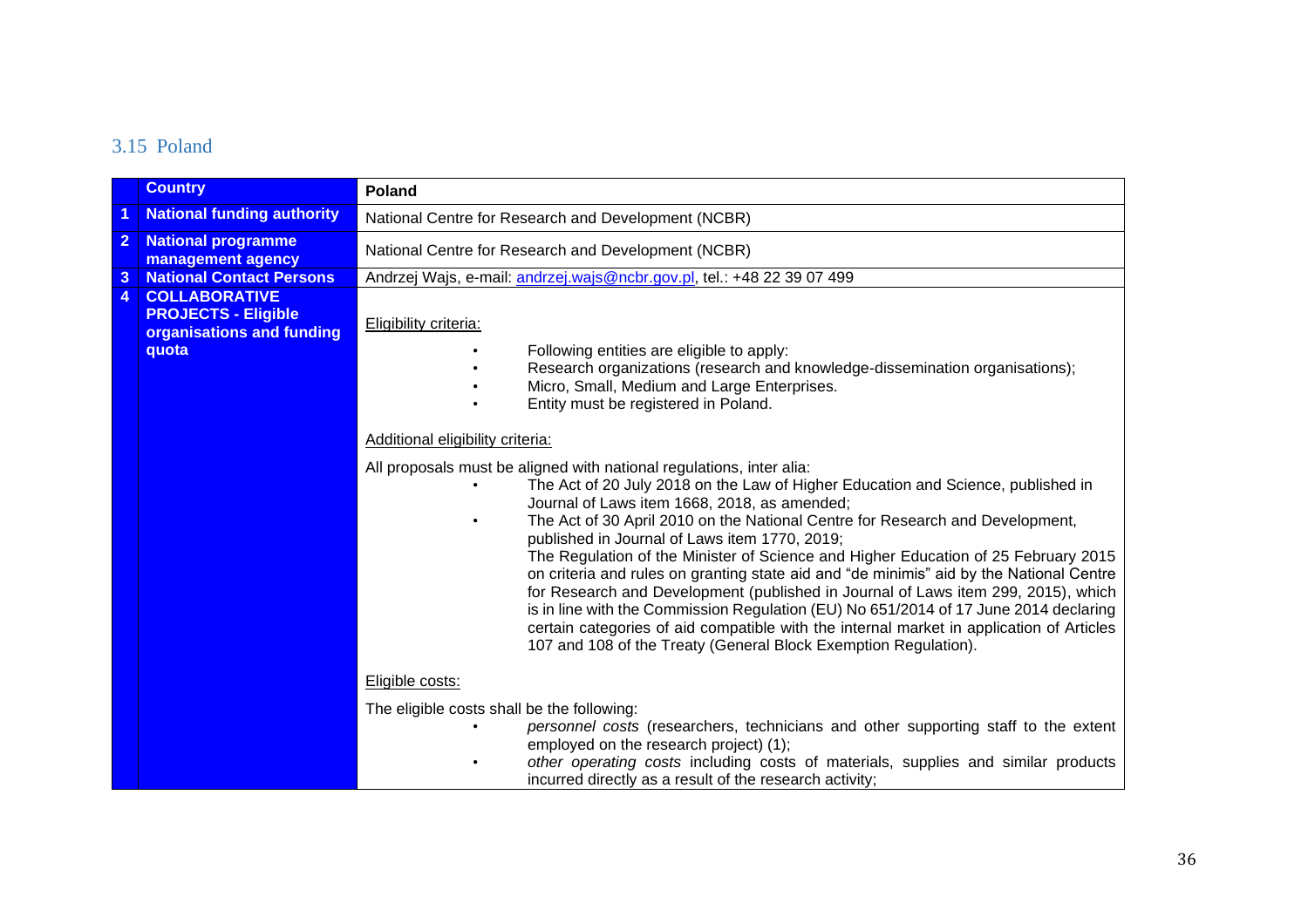## 3.15 Poland

| | Country | Poland |
|---|---|---|
| 1 | **National funding authority** | National Centre for Research and Development (NCBR) |
| 2 | **National programme management agency** | National Centre for Research and Development (NCBR) |
| 3 | **National Contact Persons** | Andrzej Wajs, e-mail: andrzej.wajs@ncbr.gov.pl, tel.: +48 22 39 07 499 |
| 4 | **COLLABORATIVE PROJECTS - Eligible organisations and funding quota** | Eligibility criteria:<br><br>• Following entities are eligible to apply:<br>• Research organizations (research and knowledge-dissemination organisations);<br>• Micro, Small, Medium and Large Enterprises.<br>• Entity must be registered in Poland.<br><br>Additional eligibility criteria:<br><br>All proposals must be aligned with national regulations, inter alia:<br>• The Act of 20 July 2018 on the Law of Higher Education and Science, published in Journal of Laws item 1668, 2018, as amended;<br>• The Act of 30 April 2010 on the National Centre for Research and Development, published in Journal of Laws item 1770, 2019;<br>The Regulation of the Minister of Science and Higher Education of 25 February 2015 on criteria and rules on granting state aid and "de minimis" aid by the National Centre for Research and Development (published in Journal of Laws item 299, 2015), which is in line with the Commission Regulation (EU) No 651/2014 of 17 June 2014 declaring certain categories of aid compatible with the internal market in application of Articles 107 and 108 of the Treaty (General Block Exemption Regulation).<br><br>Eligible costs:<br><br>The eligible costs shall be the following:<br>• *personnel costs* (researchers, technicians and other supporting staff to the extent employed on the research project) (1);<br>• *other operating costs* including costs of materials, supplies and similar products incurred directly as a result of the research activity; |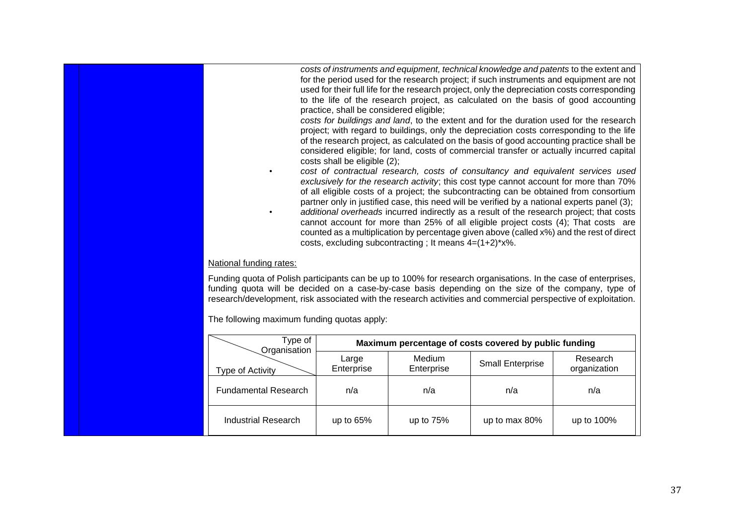*costs of instruments and equipment, technical knowledge and patents* to the extent and for the period used for the research project; if such instruments and equipment are not used for their full life for the research project, only the depreciation costs corresponding to the life of the research project, as calculated on the basis of good accounting practice, shall be considered eligible;

*costs for buildings and land*, to the extent and for the duration used for the research project; with regard to buildings, only the depreciation costs corresponding to the life of the research project, as calculated on the basis of good accounting practice shall be considered eligible; for land, costs of commercial transfer or actually incurred capital costs shall be eligible (2);

- *cost of contractual research, costs of consultancy and equivalent services used exclusively for the research activity*; this cost type cannot account for more than 70% of all eligible costs of a project; the subcontracting can be obtained from consortium partner only in justified case, this need will be verified by a national experts panel (3);
- *additional overheads* incurred indirectly as a result of the research project; that costs cannot account for more than 25% of all eligible project costs (4); That costs are counted as a multiplication by percentage given above (called x%) and the rest of direct costs, excluding subcontracting ; It means 4=(1+2)*x%.

National funding rates:

Funding quota of Polish participants can be up to 100% for research organisations. In the case of enterprises, funding quota will be decided on a case-by-case basis depending on the size of the company, type of research/development, risk associated with the research activities and commercial perspective of exploitation.

The following maximum funding quotas apply:

| Type of Organisation / Type of Activity | Maximum percentage of costs covered by public funding | | | |
|---|---|---|---|---|
| | Large Enterprise | Medium Enterprise | Small Enterprise | Research organization |
| Fundamental Research | n/a | n/a | n/a | n/a |
| Industrial Research | up to 65% | up to 75% | up to max 80% | up to 100% |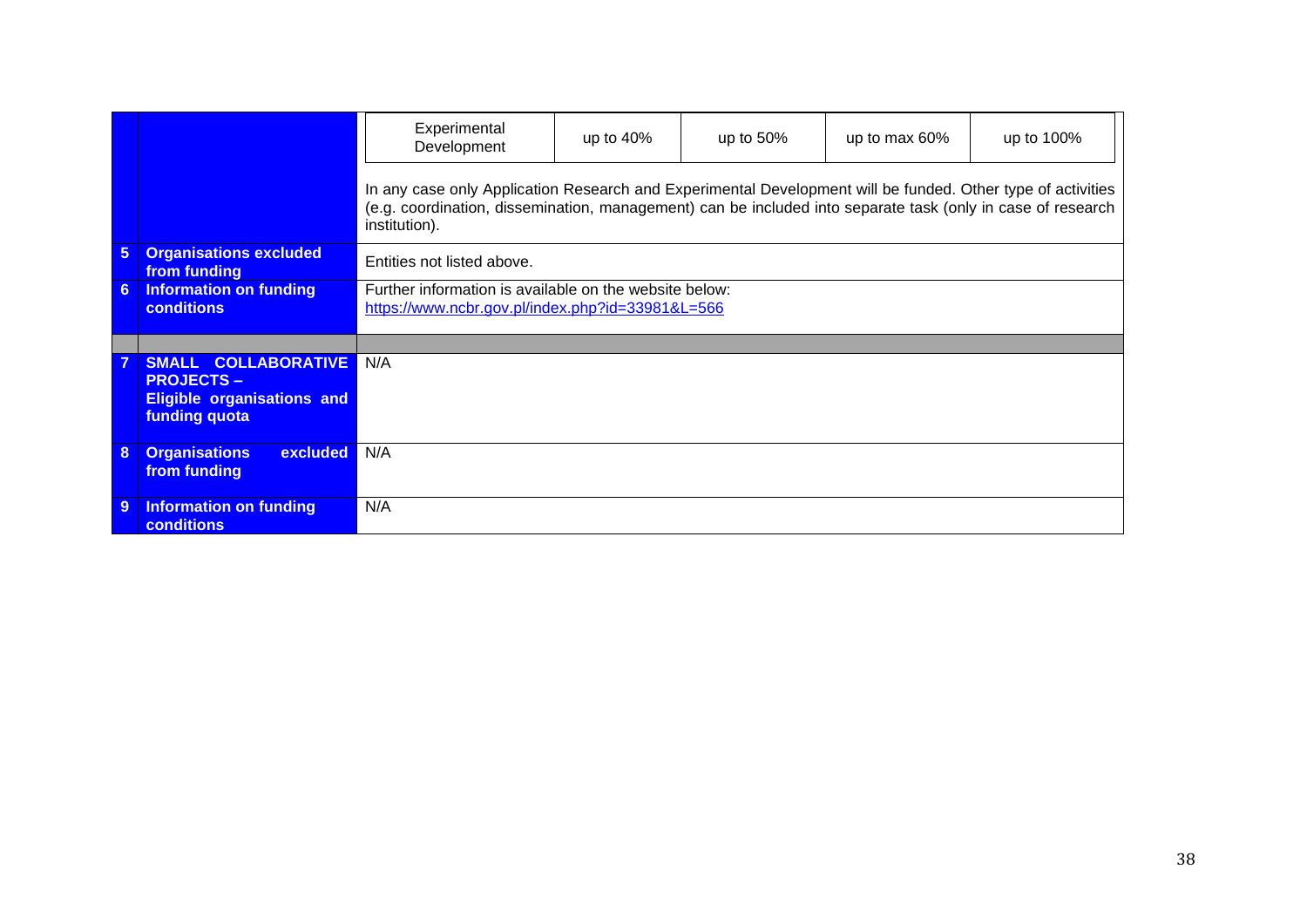| | | | | | | |
|---|---|---|---|---|---|---|
| | | Experimental Development | up to 40% | up to 50% | up to max 60% | up to 100% |
| | | In any case only Application Research and Experimental Development will be funded. Other type of activities (e.g. coordination, dissemination, management) can be included into separate task (only in case of research institution). | | | | |
| **5** | **Organisations excluded from funding** | Entities not listed above. | | | | |
| **6** | **Information on funding conditions** | Further information is available on the website below: https://www.ncbr.gov.pl/index.php?id=33981&L=566 | | | | |
| | | | | | | |
| **7** | **SMALL COLLABORATIVE PROJECTS – Eligible organisations and funding quota** | N/A | | | | |
| **8** | **Organisations excluded from funding** | N/A | | | | |
| **9** | **Information on funding conditions** | N/A | | | | |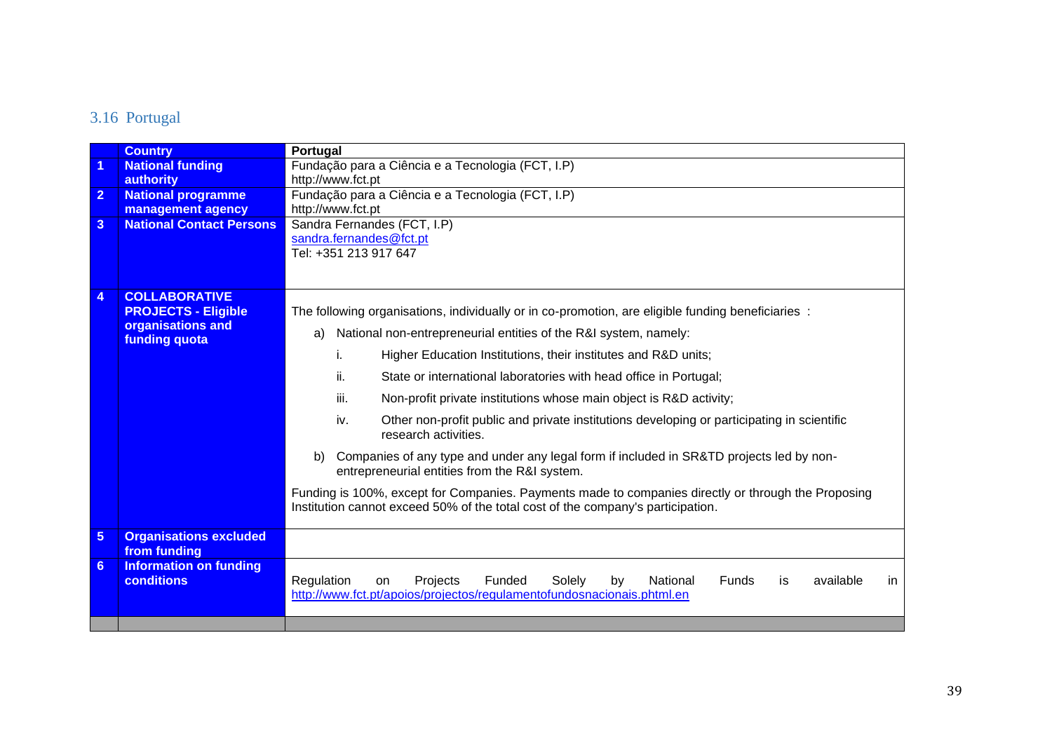## 3.16 Portugal

| | Country | Portugal |
|---|---|---|
| 1 | National funding authority | Fundação para a Ciência e a Tecnologia (FCT, I.P)<br>http://www.fct.pt |
| 2 | National programme management agency | Fundação para a Ciência e a Tecnologia (FCT, I.P)<br>http://www.fct.pt |
| 3 | National Contact Persons | Sandra Fernandes (FCT, I.P)<br>sandra.fernandes@fct.pt<br>Tel: +351 213 917 647 |
| 4 | COLLABORATIVE PROJECTS - Eligible organisations and funding quota | The following organisations, individually or in co-promotion, are eligible funding beneficiaries :<br>a) National non-entrepreneurial entities of the R&I system, namely:<br>i. Higher Education Institutions, their institutes and R&D units;<br>ii. State or international laboratories with head office in Portugal;<br>iii. Non-profit private institutions whose main object is R&D activity;<br>iv. Other non-profit public and private institutions developing or participating in scientific research activities.<br>b) Companies of any type and under any legal form if included in SR&TD projects led by non-entrepreneurial entities from the R&I system.<br>Funding is 100%, except for Companies. Payments made to companies directly or through the Proposing Institution cannot exceed 50% of the total cost of the company's participation. |
| 5 | Organisations excluded from funding | |
| 6 | Information on funding conditions | Regulation on Projects Funded Solely by National Funds is available in http://www.fct.pt/apoios/projectos/regulamentofundosnacionais.phtml.en |
| | | |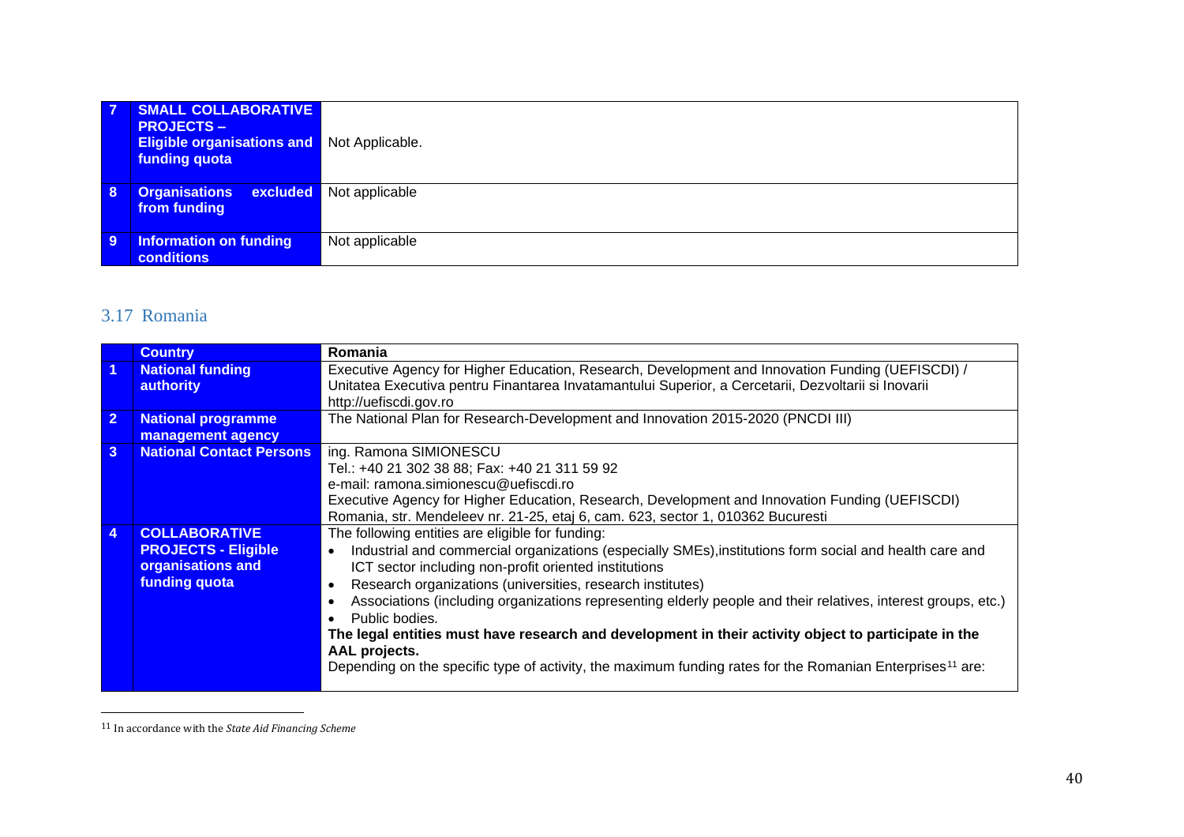| 7 | SMALL COLLABORATIVE PROJECTS – Eligible organisations and funding quota | Not Applicable. |
|---|---|---|
| 8 | Organisations excluded from funding | Not applicable |
| 9 | Information on funding conditions | Not applicable |

## 3.17 Romania

| | Country | Romania |
|---|---|---|
| 1 | National funding authority | Executive Agency for Higher Education, Research, Development and Innovation Funding (UEFISCDI) / Unitatea Executiva pentru Finantarea Invatamantului Superior, a Cercetarii, Dezvoltarii si Inovarii http://uefiscdi.gov.ro |
| 2 | National programme management agency | The National Plan for Research-Development and Innovation 2015-2020 (PNCDI III) |
| 3 | National Contact Persons | ing. Ramona SIMIONESCU<br>Tel.: +40 21 302 38 88; Fax: +40 21 311 59 92<br>e-mail: ramona.simionescu@uefiscdi.ro<br>Executive Agency for Higher Education, Research, Development and Innovation Funding (UEFISCDI)<br>Romania, str. Mendeleev nr. 21-25, etaj 6, cam. 623, sector 1, 010362 Bucuresti |
| 4 | COLLABORATIVE PROJECTS - Eligible organisations and funding quota | The following entities are eligible for funding:<br>• Industrial and commercial organizations (especially SMEs),institutions form social and health care and ICT sector including non-profit oriented institutions<br>• Research organizations (universities, research institutes)<br>• Associations (including organizations representing elderly people and their relatives, interest groups, etc.)<br>• Public bodies.<br>**The legal entities must have research and development in their activity object to participate in the AAL projects.**<br>Depending on the specific type of activity, the maximum funding rates for the Romanian Enterprises[11] are: |

[11] In accordance with the *State Aid Financing Scheme*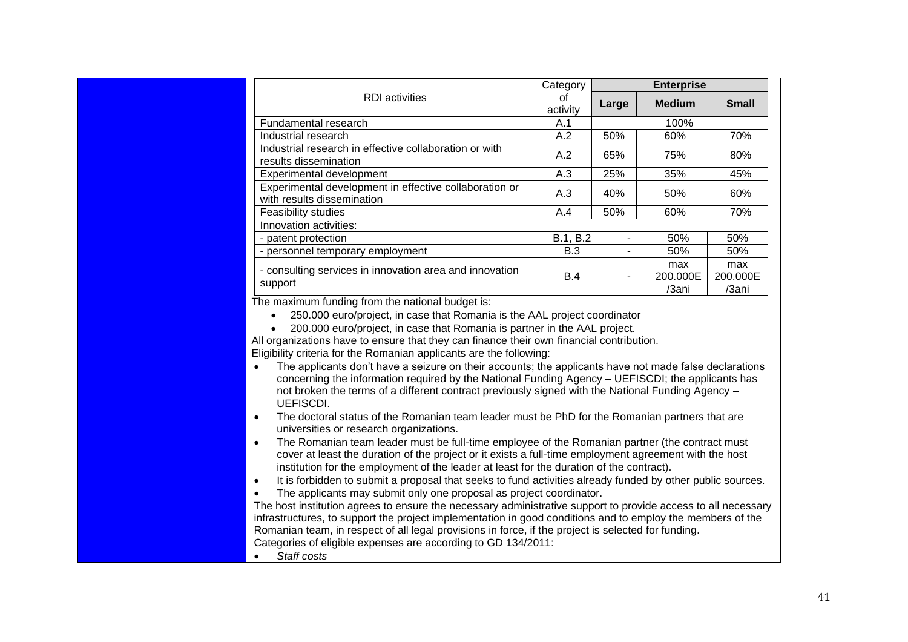| RDI activities | Category of activity | Enterprise | | |
|---|---|---|---|---|
| | | Large | Medium | Small |
| Fundamental research | A.1 | 100% | | |
| Industrial research | A.2 | 50% | 60% | 70% |
| Industrial research in effective collaboration or with results dissemination | A.2 | 65% | 75% | 80% |
| Experimental development | A.3 | 25% | 35% | 45% |
| Experimental development in effective collaboration or with results dissemination | A.3 | 40% | 50% | 60% |
| Feasibility studies | A.4 | 50% | 60% | 70% |
| Innovation activities: | | | | |
| - patent protection | B.1, B.2 | - | 50% | 50% |
| - personnel temporary employment | B.3 | - | 50% | 50% |
| - consulting services in innovation area and innovation support | B.4 | - | max 200.000E /3ani | max 200.000E /3ani |

The maximum funding from the national budget is:

- 250.000 euro/project, in case that Romania is the AAL project coordinator
- 200.000 euro/project, in case that Romania is partner in the AAL project.

All organizations have to ensure that they can finance their own financial contribution.

Eligibility criteria for the Romanian applicants are the following:

- The applicants don't have a seizure on their accounts; the applicants have not made false declarations concerning the information required by the National Funding Agency – UEFISCDI; the applicants has not broken the terms of a different contract previously signed with the National Funding Agency – UEFISCDI.
- The doctoral status of the Romanian team leader must be PhD for the Romanian partners that are universities or research organizations.
- The Romanian team leader must be full-time employee of the Romanian partner (the contract must cover at least the duration of the project or it exists a full-time employment agreement with the host institution for the employment of the leader at least for the duration of the contract).
- It is forbidden to submit a proposal that seeks to fund activities already funded by other public sources.
- The applicants may submit only one proposal as project coordinator.

The host institution agrees to ensure the necessary administrative support to provide access to all necessary infrastructures, to support the project implementation in good conditions and to employ the members of the Romanian team, in respect of all legal provisions in force, if the project is selected for funding.

Categories of eligible expenses are according to GD 134/2011:

- *Staff costs*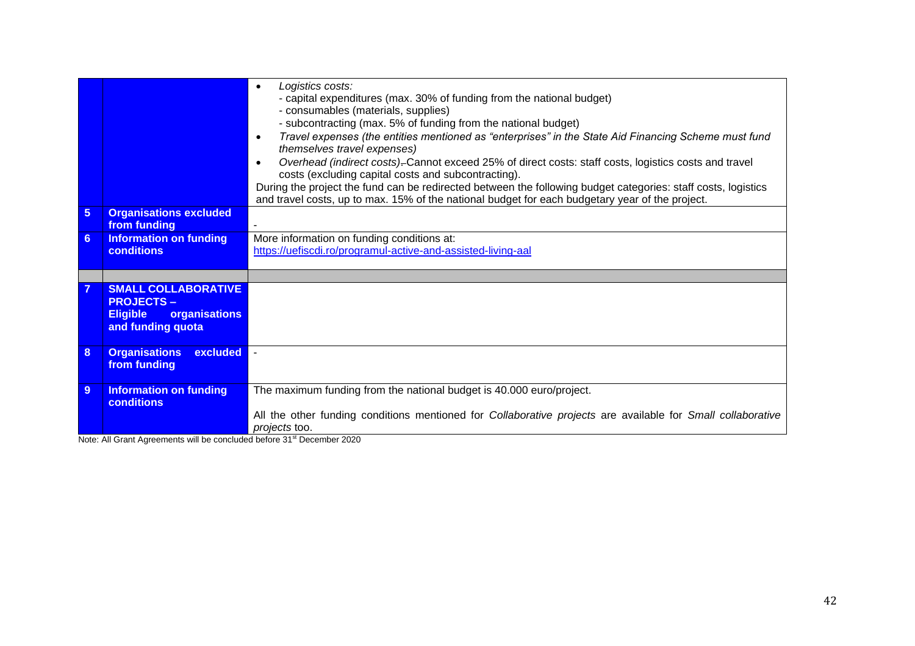|  |  |  |
|---|---|---|
|  |  | • *Logistics costs:*<br>- capital expenditures (max. 30% of funding from the national budget)<br>- consumables (materials, supplies)<br>- subcontracting (max. 5% of funding from the national budget)<br>• *Travel expenses (the entities mentioned as "enterprises" in the State Aid Financing Scheme must fund themselves travel expenses)*<br>• *Overhead (indirect costs)*. Cannot exceed 25% of direct costs: staff costs, logistics costs and travel costs (excluding capital costs and subcontracting).<br>During the project the fund can be redirected between the following budget categories: staff costs, logistics and travel costs, up to max. 15% of the national budget for each budgetary year of the project. |
| **5** | **Organisations excluded from funding** | - |
| **6** | **Information on funding conditions** | More information on funding conditions at:<br>https://uefiscdi.ro/programul-active-and-assisted-living-aal |
|  |  |  |
| **7** | **SMALL COLLABORATIVE PROJECTS – Eligible organisations and funding quota** |  |
| **8** | **Organisations excluded from funding** | - |
| **9** | **Information on funding conditions** | The maximum funding from the national budget is 40.000 euro/project.<br><br>All the other funding conditions mentioned for *Collaborative projects* are available for *Small collaborative projects* too. |

Note: All Grant Agreements will be concluded before 31st December 2020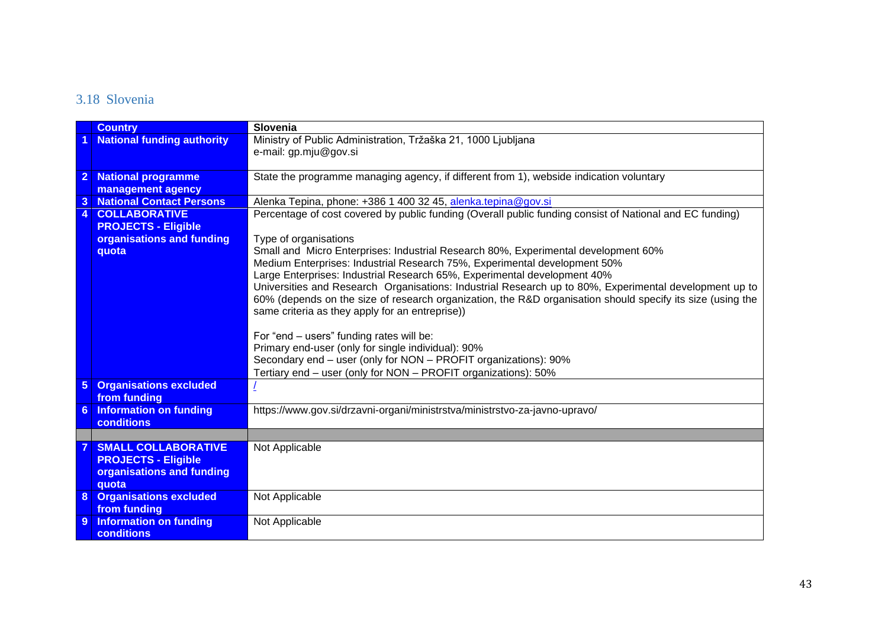## 3.18 Slovenia

| | Country | Slovenia |
|---|---|---|
| 1 | National funding authority | Ministry of Public Administration, Tržaška 21, 1000 Ljubljana<br>e-mail: gp.mju@gov.si |
| 2 | National programme management agency | State the programme managing agency, if different from 1), webside indication voluntary |
| 3 | National Contact Persons | Alenka Tepina, phone: +386 1 400 32 45, alenka.tepina@gov.si |
| 4 | COLLABORATIVE PROJECTS - Eligible organisations and funding quota | Percentage of cost covered by public funding (Overall public funding consist of National and EC funding)<br><br>Type of organisations<br>Small and Micro Enterprises: Industrial Research 80%, Experimental development 60%<br>Medium Enterprises: Industrial Research 75%, Experimental development 50%<br>Large Enterprises: Industrial Research 65%, Experimental development 40%<br>Universities and Research Organisations: Industrial Research up to 80%, Experimental development up to 60% (depends on the size of research organization, the R&D organisation should specify its size (using the same criteria as they apply for an entreprise))<br><br>For "end – users" funding rates will be:<br>Primary end-user (only for single individual): 90%<br>Secondary end – user (only for NON – PROFIT organizations): 90%<br>Tertiary end – user (only for NON – PROFIT organizations): 50% |
| 5 | Organisations excluded from funding | / |
| 6 | Information on funding conditions | https://www.gov.si/drzavni-organi/ministrstva/ministrstvo-za-javno-upravo/ |
| | | |
| 7 | SMALL COLLABORATIVE PROJECTS - Eligible organisations and funding quota | Not Applicable |
| 8 | Organisations excluded from funding | Not Applicable |
| 9 | Information on funding conditions | Not Applicable |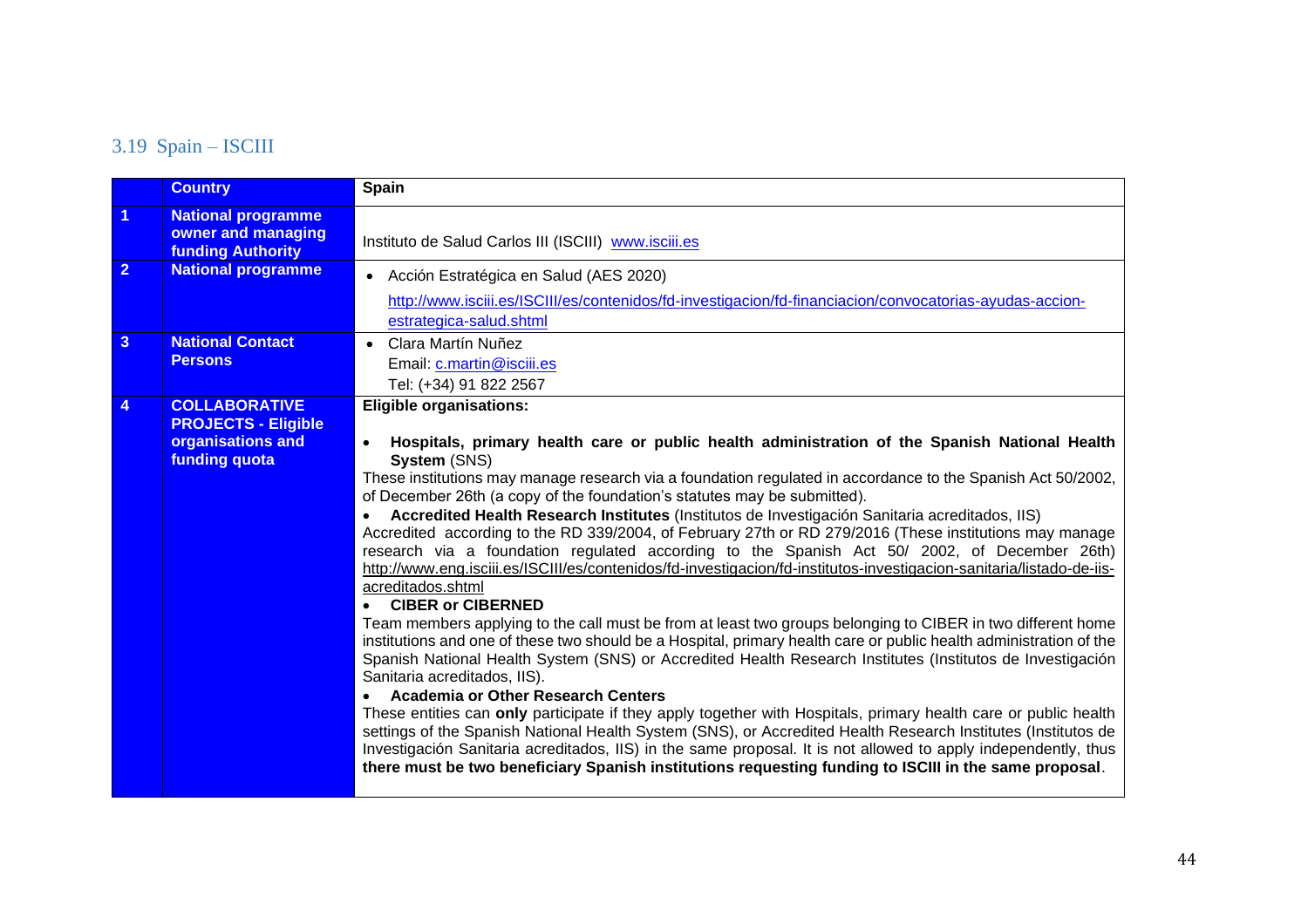## 3.19 Spain – ISCIII

| | Country | Spain |
|---|---|---|
| 1 | National programme owner and managing funding Authority | Instituto de Salud Carlos III (ISCIII) www.isciii.es |
| 2 | National programme | • Acción Estratégica en Salud (AES 2020)<br>http://www.isciii.es/ISCIII/es/contenidos/fd-investigacion/fd-financiacion/convocatorias-ayudas-accion-estrategica-salud.shtml |
| 3 | National Contact Persons | • Clara Martín Nuñez<br>Email: c.martin@isciii.es<br>Tel: (+34) 91 822 2567 |
| 4 | COLLABORATIVE PROJECTS - Eligible organisations and funding quota | **Eligible organisations:**<br><br>• **Hospitals, primary health care or public health administration of the Spanish National Health System** (SNS)<br>These institutions may manage research via a foundation regulated in accordance to the Spanish Act 50/2002, of December 26th (a copy of the foundation's statutes may be submitted).<br>• **Accredited Health Research Institutes** (Institutos de Investigación Sanitaria acreditados, IIS)<br>Accredited according to the RD 339/2004, of February 27th or RD 279/2016 (These institutions may manage research via a foundation regulated according to the Spanish Act 50/ 2002, of December 26th) http://www.eng.isciii.es/ISCIII/es/contenidos/fd-investigacion/fd-institutos-investigacion-sanitaria/listado-de-iis-acreditados.shtml<br>• **CIBER or CIBERNED**<br>Team members applying to the call must be from at least two groups belonging to CIBER in two different home institutions and one of these two should be a Hospital, primary health care or public health administration of the Spanish National Health System (SNS) or Accredited Health Research Institutes (Institutos de Investigación Sanitaria acreditados, IIS).<br>• **Academia or Other Research Centers**<br>These entities can **only** participate if they apply together with Hospitals, primary health care or public health settings of the Spanish National Health System (SNS), or Accredited Health Research Institutes (Institutos de Investigación Sanitaria acreditados, IIS) in the same proposal. It is not allowed to apply independently, thus **there must be two beneficiary Spanish institutions requesting funding to ISCIII in the same proposal**. |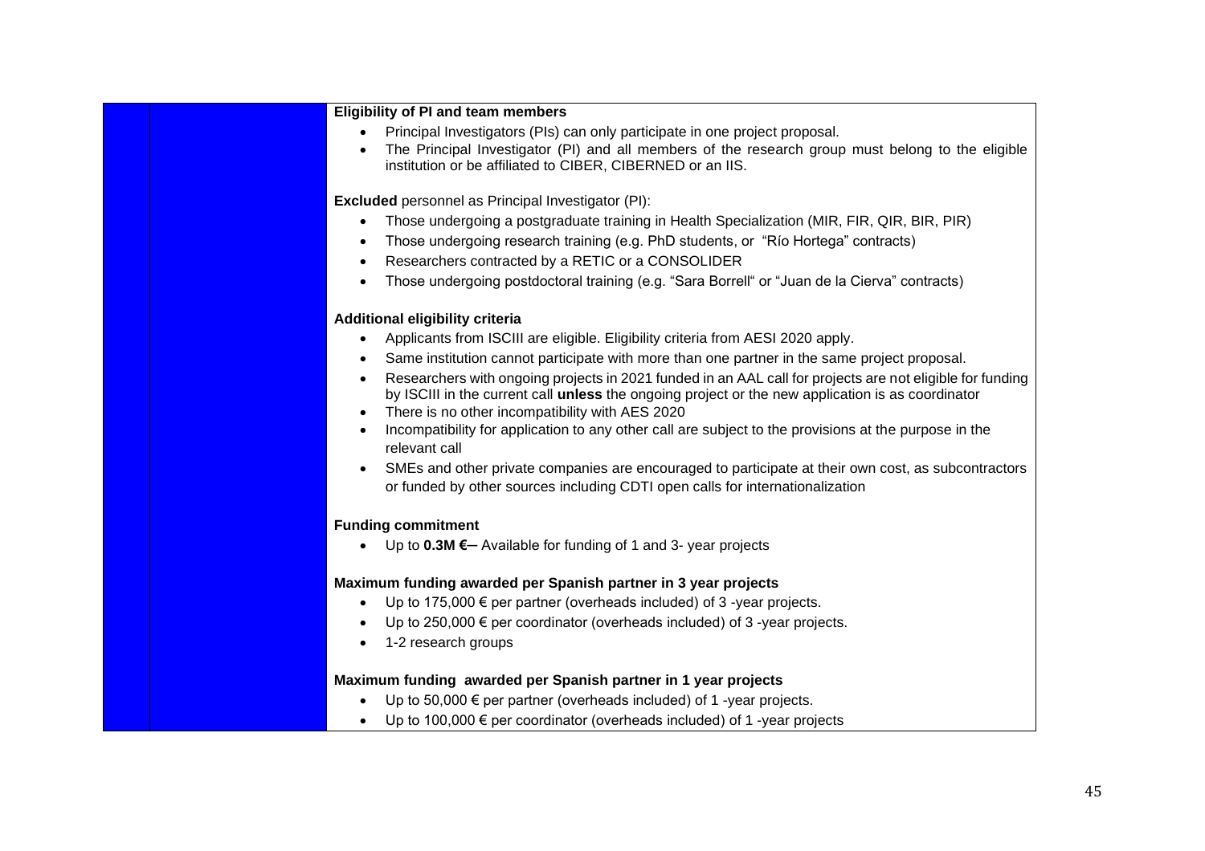**Eligibility of PI and team members**

- Principal Investigators (PIs) can only participate in one project proposal.
- The Principal Investigator (PI) and all members of the research group must belong to the eligible institution or be affiliated to CIBER, CIBERNED or an IIS.

**Excluded** personnel as Principal Investigator (PI):

- Those undergoing a postgraduate training in Health Specialization (MIR, FIR, QIR, BIR, PIR)
- Those undergoing research training (e.g. PhD students, or "Río Hortega" contracts)
- Researchers contracted by a RETIC or a CONSOLIDER
- Those undergoing postdoctoral training (e.g. "Sara Borrell" or "Juan de la Cierva" contracts)

**Additional eligibility criteria**

- Applicants from ISCIII are eligible. Eligibility criteria from AESI 2020 apply.
- Same institution cannot participate with more than one partner in the same project proposal.
- Researchers with ongoing projects in 2021 funded in an AAL call for projects are not eligible for funding by ISCIII in the current call **unless** the ongoing project or the new application is as coordinator
- There is no other incompatibility with AES 2020
- Incompatibility for application to any other call are subject to the provisions at the purpose in the relevant call
- SMEs and other private companies are encouraged to participate at their own cost, as subcontractors or funded by other sources including CDTI open calls for internationalization

**Funding commitment**

- Up to **0.3M €**– Available for funding of 1 and 3- year projects

**Maximum funding awarded per Spanish partner in 3 year projects**

- Up to 175,000 € per partner (overheads included) of 3 -year projects.
- Up to 250,000 € per coordinator (overheads included) of 3 -year projects.
- 1-2 research groups

**Maximum funding awarded per Spanish partner in 1 year projects**

- Up to 50,000 € per partner (overheads included) of 1 -year projects.
- Up to 100,000 € per coordinator (overheads included) of 1 -year projects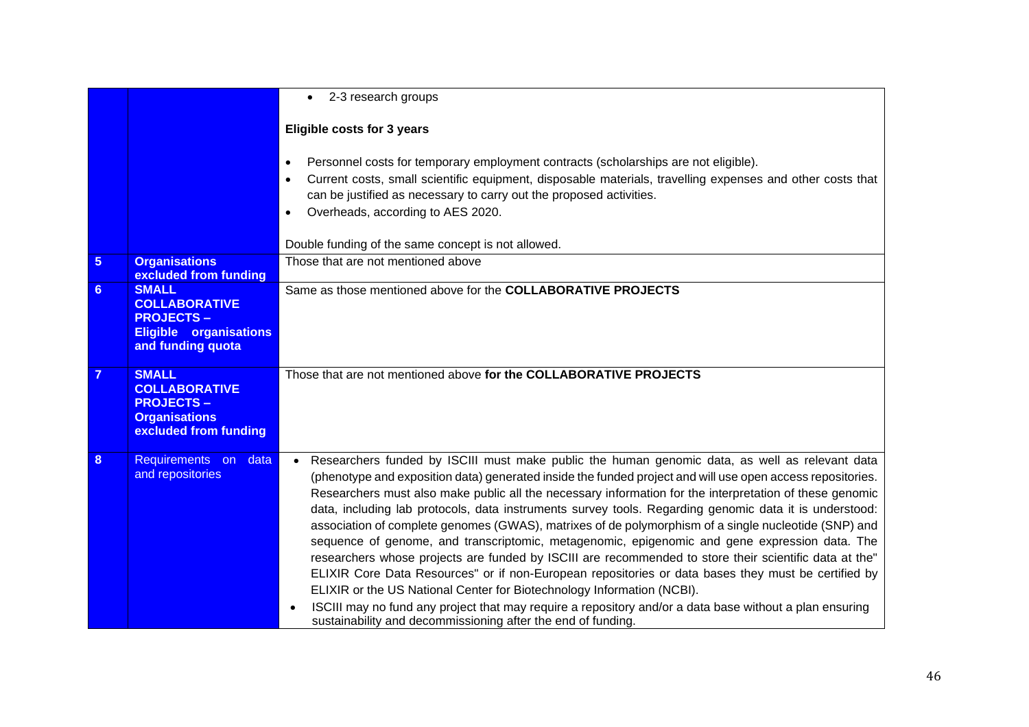| | | |
|---|---|---|
| | | • 2-3 research groups<br><br>**Eligible costs for 3 years**<br><br>• Personnel costs for temporary employment contracts (scholarships are not eligible).<br>• Current costs, small scientific equipment, disposable materials, travelling expenses and other costs that can be justified as necessary to carry out the proposed activities.<br>• Overheads, according to AES 2020.<br><br>Double funding of the same concept is not allowed. |
| **5** | **Organisations excluded from funding** | Those that are not mentioned above |
| **6** | **SMALL COLLABORATIVE PROJECTS – Eligible organisations and funding quota** | Same as those mentioned above for the **COLLABORATIVE PROJECTS** |
| **7** | **SMALL COLLABORATIVE PROJECTS – Organisations excluded from funding** | Those that are not mentioned above **for the COLLABORATIVE PROJECTS** |
| **8** | Requirements on data and repositories | • Researchers funded by ISCIII must make public the human genomic data, as well as relevant data (phenotype and exposition data) generated inside the funded project and will use open access repositories. Researchers must also make public all the necessary information for the interpretation of these genomic data, including lab protocols, data instruments survey tools. Regarding genomic data it is understood: association of complete genomes (GWAS), matrixes of de polymorphism of a single nucleotide (SNP) and sequence of genome, and transcriptomic, metagenomic, epigenomic and gene expression data. The researchers whose projects are funded by ISCIII are recommended to store their scientific data at the" ELIXIR Core Data Resources" or if non-European repositories or data bases they must be certified by ELIXIR or the US National Center for Biotechnology Information (NCBI).<br>• ISCIII may no fund any project that may require a repository and/or a data base without a plan ensuring sustainability and decommissioning after the end of funding. |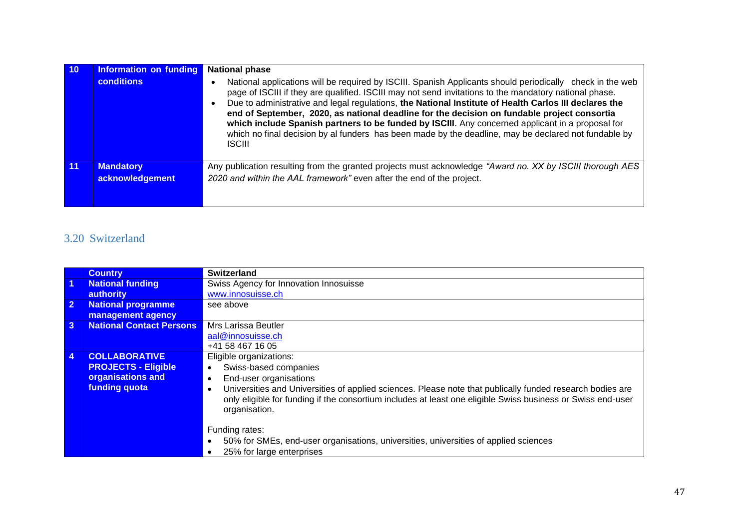| 10 | Information on funding conditions | **National phase**<br>• National applications will be required by ISCIII. Spanish Applicants should periodically check in the web page of ISCIII if they are qualified. ISCIII may not send invitations to the mandatory national phase.<br>• Due to administrative and legal regulations, **the National Institute of Health Carlos III declares the end of September, 2020, as national deadline for the decision on fundable project consortia which include Spanish partners to be funded by ISCIII**. Any concerned applicant in a proposal for which no final decision by al funders has been made by the deadline, may be declared not fundable by ISCIII |
|---|---|---|
| 11 | Mandatory acknowledgement | Any publication resulting from the granted projects must acknowledge *"Award no. XX by ISCIII thorough AES 2020 and within the AAL framework"* even after the end of the project. |

## 3.20 Switzerland

| | Country | Switzerland |
|---|---|---|
| 1 | National funding authority | Swiss Agency for Innovation Innosuisse<br>www.innosuisse.ch |
| 2 | National programme management agency | see above |
| 3 | National Contact Persons | Mrs Larissa Beutler<br>aal@innosuisse.ch<br>+41 58 467 16 05 |
| 4 | COLLABORATIVE PROJECTS - Eligible organisations and funding quota | Eligible organizations:<br>• Swiss-based companies<br>• End-user organisations<br>• Universities and Universities of applied sciences. Please note that publically funded research bodies are only eligible for funding if the consortium includes at least one eligible Swiss business or Swiss end-user organisation.<br><br>Funding rates:<br>• 50% for SMEs, end-user organisations, universities, universities of applied sciences<br>• 25% for large enterprises |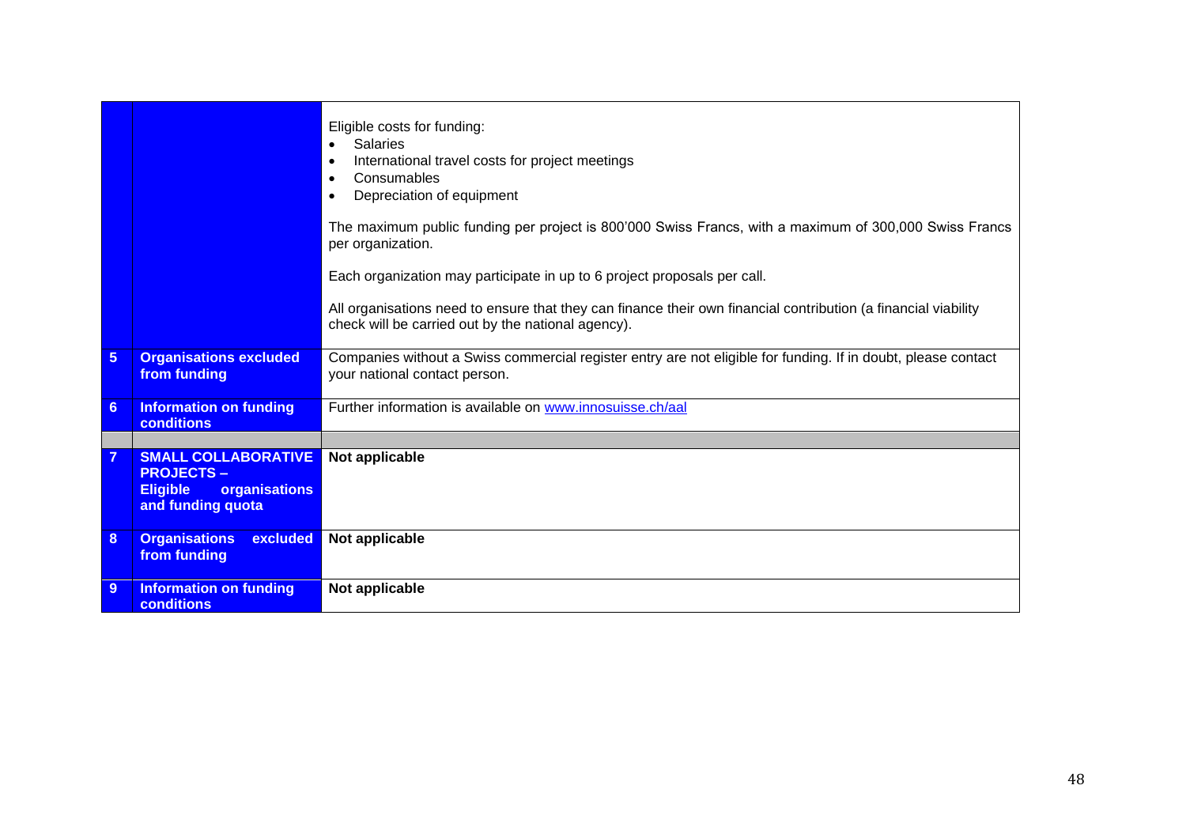| | | |
|---|---|---|
| | | Eligible costs for funding:<br>• Salaries<br>• International travel costs for project meetings<br>• Consumables<br>• Depreciation of equipment<br><br>The maximum public funding per project is 800'000 Swiss Francs, with a maximum of 300,000 Swiss Francs per organization.<br><br>Each organization may participate in up to 6 project proposals per call.<br><br>All organisations need to ensure that they can finance their own financial contribution (a financial viability check will be carried out by the national agency). |
| **5** | **Organisations excluded from funding** | Companies without a Swiss commercial register entry are not eligible for funding. If in doubt, please contact your national contact person. |
| **6** | **Information on funding conditions** | Further information is available on [www.innosuisse.ch/aal](www.innosuisse.ch/aal) |
| | | |
| **7** | **SMALL COLLABORATIVE PROJECTS – Eligible organisations and funding quota** | **Not applicable** |
| **8** | **Organisations excluded from funding** | **Not applicable** |
| **9** | **Information on funding conditions** | **Not applicable** |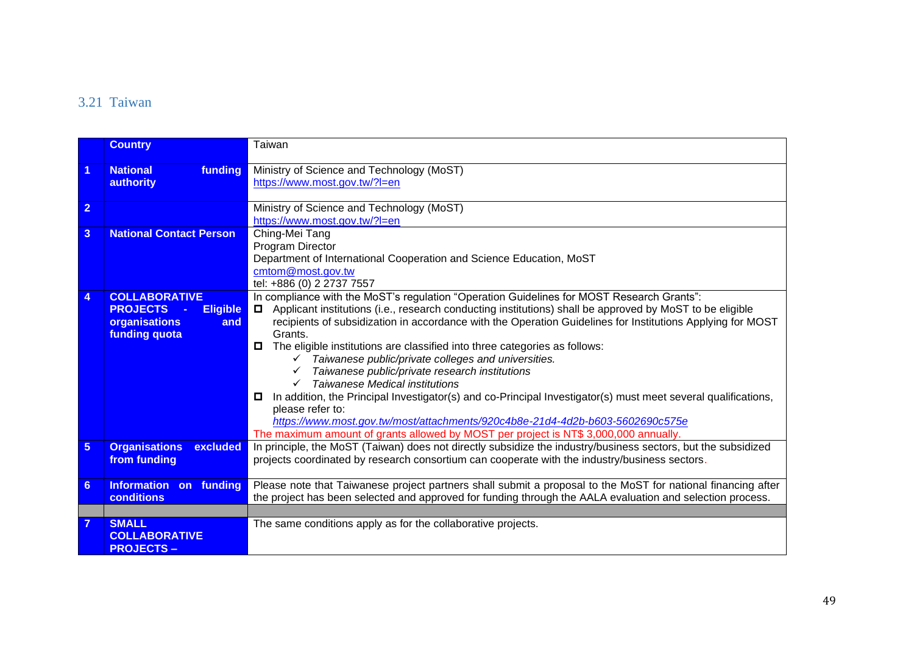## 3.21 Taiwan

| | Country | Taiwan |
|---|---|---|
| 1 | **National funding authority** | Ministry of Science and Technology (MoST)<br>https://www.most.gov.tw/?l=en |
| 2 | | Ministry of Science and Technology (MoST)<br>https://www.most.gov.tw/?l=en |
| 3 | **National Contact Person** | Ching-Mei Tang<br>Program Director<br>Department of International Cooperation and Science Education, MoST<br>cmtom@most.gov.tw<br>tel: +886 (0) 2 2737 7557 |
| 4 | **COLLABORATIVE PROJECTS - Eligible organisations and funding quota** | In compliance with the MoST's regulation "Operation Guidelines for MOST Research Grants":<br>◻ Applicant institutions (i.e., research conducting institutions) shall be approved by MoST to be eligible recipients of subsidization in accordance with the Operation Guidelines for Institutions Applying for MOST Grants.<br>◻ The eligible institutions are classified into three categories as follows:<br>✓ *Taiwanese public/private colleges and universities.*<br>✓ *Taiwanese public/private research institutions*<br>✓ *Taiwanese Medical institutions*<br>◻ In addition, the Principal Investigator(s) and co-Principal Investigator(s) must meet several qualifications, please refer to:<br>*https://www.most.gov.tw/most/attachments/920c4b8e-21d4-4d2b-b603-5602690c575e*<br>The maximum amount of grants allowed by MOST per project is NT$ 3,000,000 annually. |
| 5 | **Organisations excluded from funding** | In principle, the MoST (Taiwan) does not directly subsidize the industry/business sectors, but the subsidized projects coordinated by research consortium can cooperate with the industry/business sectors. |
| 6 | **Information on funding conditions** | Please note that Taiwanese project partners shall submit a proposal to the MoST for national financing after the project has been selected and approved for funding through the AALA evaluation and selection process. |
| | | |
| 7 | **SMALL COLLABORATIVE PROJECTS –** | The same conditions apply as for the collaborative projects. |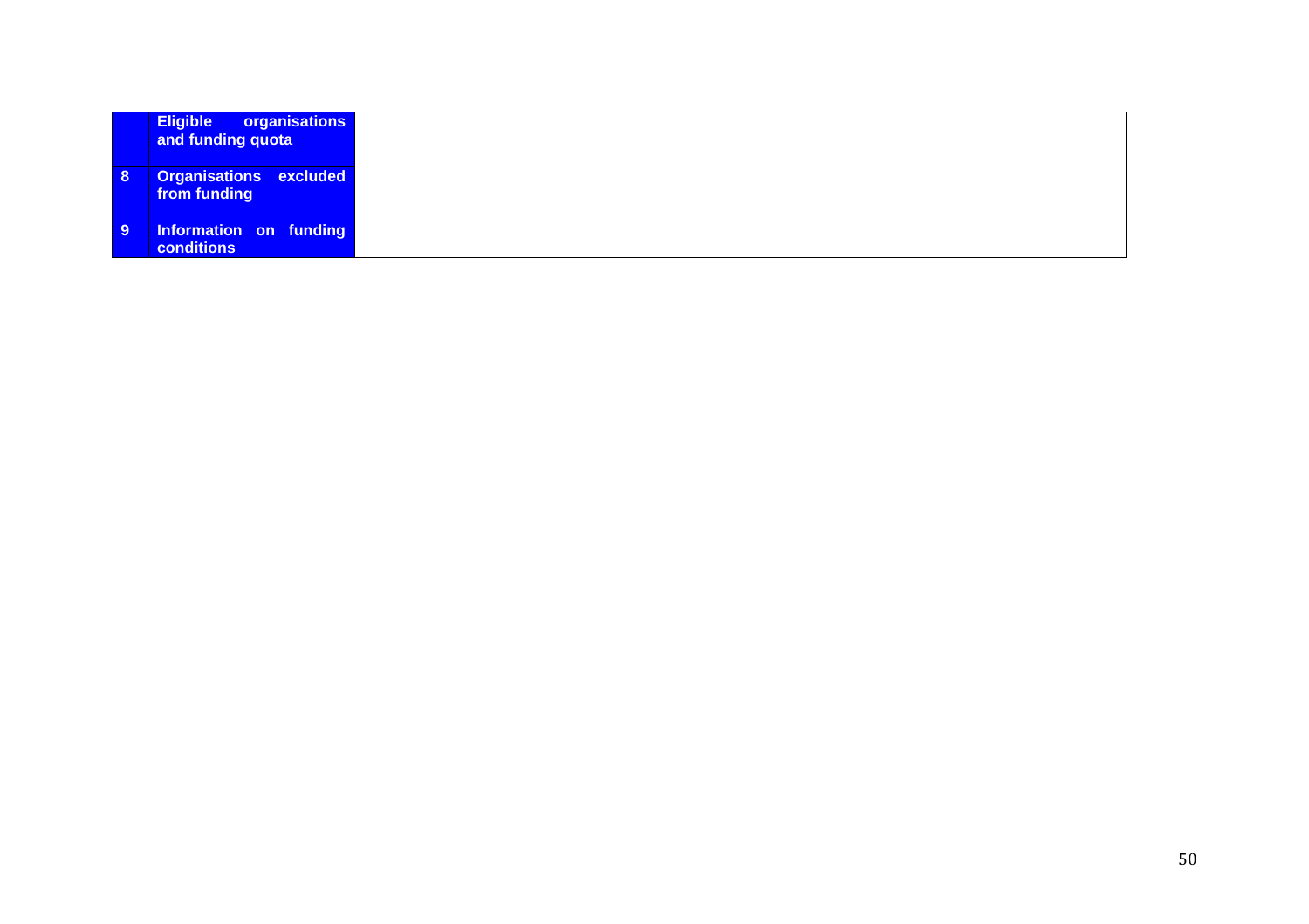| | | |
|---|---|---|
| | **Eligible organisations and funding quota** | |
| **8** | **Organisations excluded from funding** | |
| **9** | **Information on funding conditions** | |